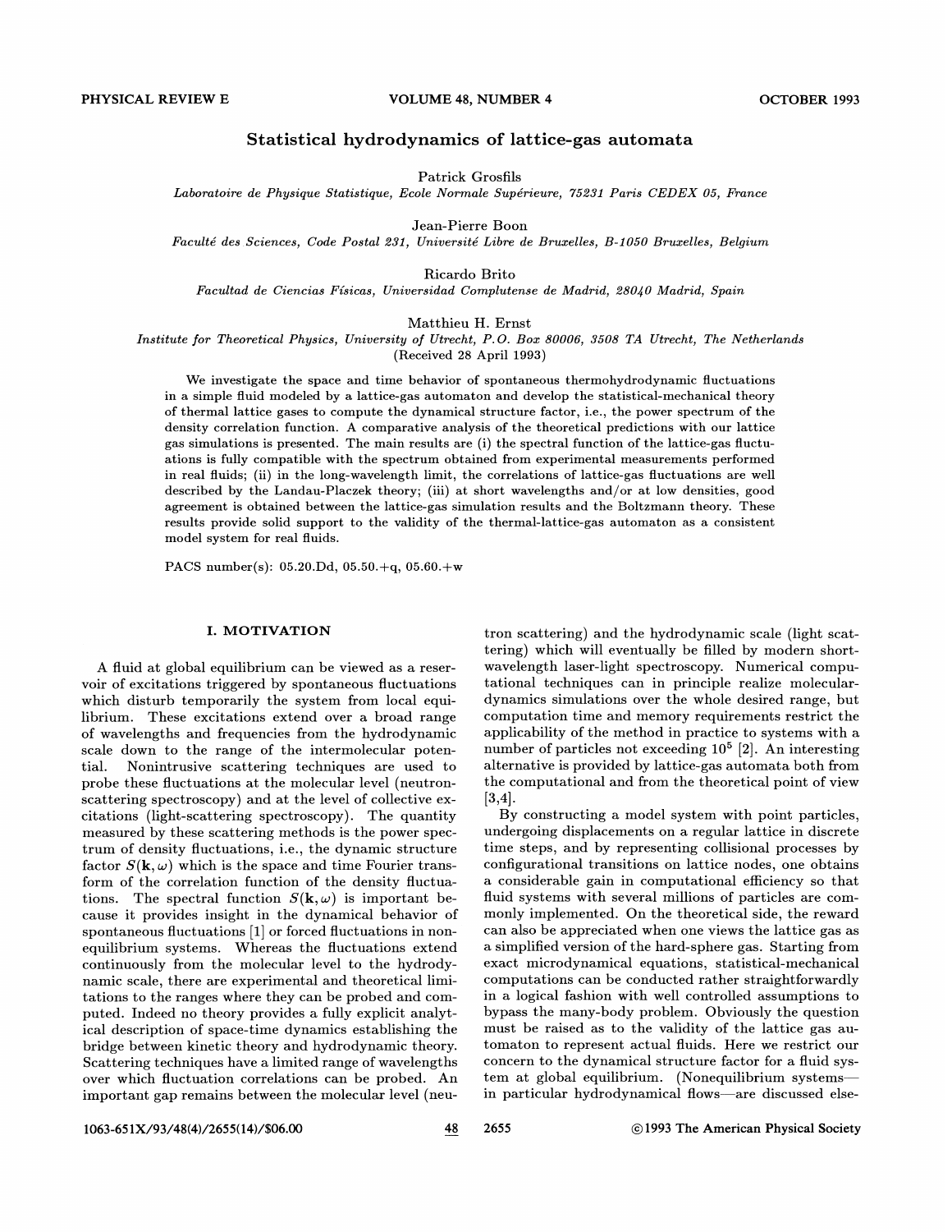# Statistical hydrodynamics of lattice-gas automata

Patrick Grosfils

*Laboratoire de Physique Statistique, Ecole Normale Supérieure, 75231 Paris CEDEX 05, France*

Jean-Pierre Boon

*Faculté des Sciences, Code Postal 231, Université Libre de Bruxelles, B-1050 Bruxelles, Belgium*

Ricardo Brito

*Facultad de Ciencias Físicas, Universidad Complutense de Madrid, 28040 Madrid, Spain*

Matthieu H. Ernst

*Institute for Theoretical Physics, University of Utrecht, P.O. Box 80006, 3508 TA Utrecht, The Netherlands*

(Received 28 April 1993)

We investigate the space and time behavior of spontaneous thermohydrodynamic fluctuations in a simple fluid modeled by a lattice-gas automaton and develop the statistical-mechanical theory of thermal lattice gases to compute the dynamical structure factor, i.e., the power spectrum of the density correlation function. A comparative analysis of the theoretical predictions with our lattice gas simulations is presented. The main results are (i) the spectral function of the lattice-gas fluctuations is fully compatible with the spectrum obtained from experimental measurements performed in real fluids; (ii) in the long-wavelength limit, the correlations of lattice-gas fluctuations are well described by the Landau-Placzek theory; (iii) at short wavelengths and/or at low densities, good agreement is obtained between the lattice-gas simulation results and the Boltzmann theory. These results provide solid support to the validity of the thermal-lattice-gas automaton as a consistent model system for real fluids.

PACS number(s): 05.20.Dd, 05.50.+q, 05.60.+w

## I. MOTIVATION

A fluid at global equilibrium can be viewed as a reservoir of excitations triggered by spontaneous fluctuations which disturb temporarily the system from local equilibrium. These excitations extend over a broad range of wavelengths and frequencies from the hydrodynamic scale down to the range of the intermolecular potential. Nonintrusive scattering techniques are used to probe these fluctuations at the molecular level (neutron-scattering spectroscopy) and at the level of collective excitations (light-scattering spectroscopy). The quantity measured by these scattering methods is the power spectrum of density fluctuations, i.e., the dynamic structure factor $S(\mathbf{k},\omega)$ which is the space and time Fourier transform of the correlation function of the density fluctuations. The spectral function $S(\mathbf{k},\omega)$ is important because it provides insight in the dynamical behavior of spontaneous fluctuations [1] or forced fluctuations in nonequilibrium systems. Whereas the fluctuations extend continuously from the molecular level to the hydrodynamic scale, there are experimental and theoretical limitations to the ranges where they can be probed and computed. Indeed no theory provides a fully explicit analytical description of space-time dynamics establishing the bridge between kinetic theory and hydrodynamic theory. Scattering techniques have a limited range of wavelengths over which fluctuation correlations can be probed. An important gap remains between the molecular level (neutron scattering) and the hydrodynamic scale (light scattering) which will eventually be filled by modern short-wavelength laser-light spectroscopy. Numerical computational techniques can in principle realize molecular-dynamics simulations over the whole desired range, but computation time and memory requirements restrict the applicability of the method in practice to systems with a number of particles not exceeding $10^5$ [2]. An interesting alternative is provided by lattice-gas automata both from the computational and from the theoretical point of view [3,4].

By constructing a model system with point particles, undergoing displacements on a regular lattice in discrete time steps, and by representing collisional processes by configurational transitions on lattice nodes, one obtains a considerable gain in computational efficiency so that fluid systems with several millions of particles are commonly implemented. On the theoretical side, the reward can also be appreciated when one views the lattice gas as a simplified version of the hard-sphere gas. Starting from exact microdynamical equations, statistical-mechanical computations can be conducted rather straightforwardly in a logical fashion with well controlled assumptions to bypass the many-body problem. Obviously the question must be raised as to the validity of the lattice gas automaton to represent actual fluids. Here we restrict our concern to the dynamical structure factor for a fluid system at global equilibrium. (Nonequilibrium systems—in particular hydrodynamical flows—are discussed else-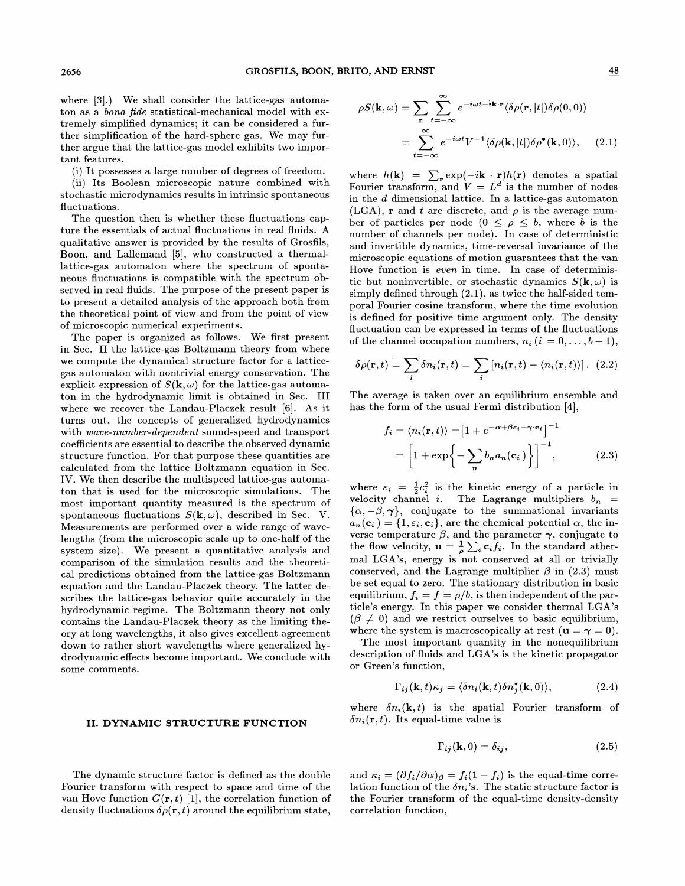where [3].) We shall consider the lattice-gas automaton as a *bona fide* statistical-mechanical model with extremely simplified dynamics; it can be considered a further simplification of the hard-sphere gas. We may further argue that the lattice-gas model exhibits two important features.

(i) It possesses a large number of degrees of freedom.

(ii) Its Boolean microscopic nature combined with stochastic microdynamics results in intrinsic spontaneous fluctuations.

The question then is whether these fluctuations capture the essentials of actual fluctuations in real fluids. A qualitative answer is provided by the results of Grosfils, Boon, and Lallemand [5], who constructed a thermal-lattice-gas automaton where the spectrum of spontaneous fluctuations is compatible with the spectrum observed in real fluids. The purpose of the present paper is to present a detailed analysis of the approach both from the theoretical point of view and from the point of view of microscopic numerical experiments.

The paper is organized as follows. We first present in Sec. II the lattice-gas Boltzmann theory from where we compute the dynamical structure factor for a lattice-gas automaton with nontrivial energy conservation. The explicit expression of $S(\mathbf{k},\omega)$ for the lattice-gas automaton in the hydrodynamic limit is obtained in Sec. III where we recover the Landau-Placzek result [6]. As it turns out, the concepts of generalized hydrodynamics with *wave-number-dependent* sound-speed and transport coefficients are essential to describe the observed dynamic structure function. For that purpose these quantities are calculated from the lattice Boltzmann equation in Sec. IV. We then describe the multispeed lattice-gas automaton that is used for the microscopic simulations. The most important quantity measured is the spectrum of spontaneous fluctuations $S(\mathbf{k},\omega)$, described in Sec. V. Measurements are performed over a wide range of wavelengths (from the microscopic scale up to one-half of the system size). We present a quantitative analysis and comparison of the simulation results and the theoretical predictions obtained from the lattice-gas Boltzmann equation and the Landau-Placzek theory. The latter describes the lattice-gas behavior quite accurately in the hydrodynamic regime. The Boltzmann theory not only contains the Landau-Placzek theory as the limiting theory at long wavelengths, it also gives excellent agreement down to rather short wavelengths where generalized hydrodynamic effects become important. We conclude with some comments.

## II. DYNAMIC STRUCTURE FUNCTION

The dynamic structure factor is defined as the double Fourier transform with respect to space and time of the van Hove function $G(\mathbf{r},t)$ [1], the correlation function of density fluctuations $\delta\rho(\mathbf{r},t)$ around the equilibrium state,

$$\rho S(\mathbf{k},\omega) = \sum_{\mathbf{r}} \sum_{t=-\infty}^{\infty} e^{-i\omega t - i\mathbf{k}\cdot\mathbf{r}} \langle \delta\rho(\mathbf{r},|t|)\delta\rho(0,0)\rangle$$
$$= \sum_{t=-\infty}^{\infty} e^{-i\omega t} V^{-1} \langle \delta\rho(\mathbf{k},|t|)\delta\rho^{*}(\mathbf{k},0)\rangle, \qquad (2.1)$$

where $h(\mathbf{k}) = \sum_{\mathbf{r}} \exp(-i\mathbf{k}\cdot\mathbf{r})h(\mathbf{r})$ denotes a spatial Fourier transform, and $V = L^d$ is the number of nodes in the $d$ dimensional lattice. In a lattice-gas automaton (LGA), $\mathbf{r}$ and $t$ are discrete, and $\rho$ is the average number of particles per node ($0 \le \rho \le b$, where $b$ is the number of channels per node). In case of deterministic and invertible dynamics, time-reversal invariance of the microscopic equations of motion guarantees that the van Hove function is *even* in time. In case of deterministic but noninvertible, or stochastic dynamics $S(\mathbf{k},\omega)$ is simply defined through (2.1), as twice the half-sided temporal Fourier cosine transform, where the time evolution is defined for positive time argument only. The density fluctuation can be expressed in terms of the fluctuations of the channel occupation numbers, $n_i$ ($i = 0,\ldots,b-1$),

$$\delta\rho(\mathbf{r},t) = \sum_i \delta n_i(\mathbf{r},t) = \sum_i \left[n_i(\mathbf{r},t) - \langle n_i(\mathbf{r},t)\rangle\right]. \quad (2.2)$$

The average is taken over an equilibrium ensemble and has the form of the usual Fermi distribution [4],

$$f_i = \langle n_i(\mathbf{r},t)\rangle = \left[1 + e^{-\alpha+\beta\varepsilon_i-\boldsymbol{\gamma}\cdot\mathbf{c}_i}\right]^{-1}$$
$$= \left[1 + \exp\left\{-\sum_n b_n a_n(\mathbf{c}_i)\right\}\right]^{-1}, \qquad (2.3)$$

where $\varepsilon_i = \frac{1}{2}c_i^2$ is the kinetic energy of a particle in velocity channel $i$. The Lagrange multipliers $b_n = \{\alpha, -\beta, \boldsymbol{\gamma}\}$, conjugate to the summational invariants $a_n(\mathbf{c}_i) = \{1, \varepsilon_i, \mathbf{c}_i\}$, are the chemical potential $\alpha$, the inverse temperature $\beta$, and the parameter $\boldsymbol{\gamma}$, conjugate to the flow velocity, $\mathbf{u} = \frac{1}{\rho}\sum_i \mathbf{c}_i f_i$. In the standard athermal LGA's, energy is not conserved at all or trivially conserved, and the Lagrange multiplier $\beta$ in (2.3) must be set equal to zero. The stationary distribution in basic equilibrium, $f_i = f = \rho/b$, is then independent of the particle's energy. In this paper we consider thermal LGA's ($\beta \neq 0$) and we restrict ourselves to basic equilibrium, where the system is macroscopically at rest ($\mathbf{u} = \boldsymbol{\gamma} = 0$).

The most important quantity in the nonequilibrium description of fluids and LGA's is the kinetic propagator or Green's function,

$$\Gamma_{ij}(\mathbf{k},t)\kappa_j = \langle \delta n_i(\mathbf{k},t)\delta n_j^{*}(\mathbf{k},0)\rangle, \qquad (2.4)$$

where $\delta n_i(\mathbf{k},t)$ is the spatial Fourier transform of $\delta n_i(\mathbf{r},t)$. Its equal-time value is

$$\Gamma_{ij}(\mathbf{k},0) = \delta_{ij}, \qquad (2.5)$$

and $\kappa_i = (\partial f_i/\partial\alpha)_\beta = f_i(1-f_i)$ is the equal-time correlation function of the $\delta n_i$'s. The static structure factor is the Fourier transform of the equal-time density-density correlation function,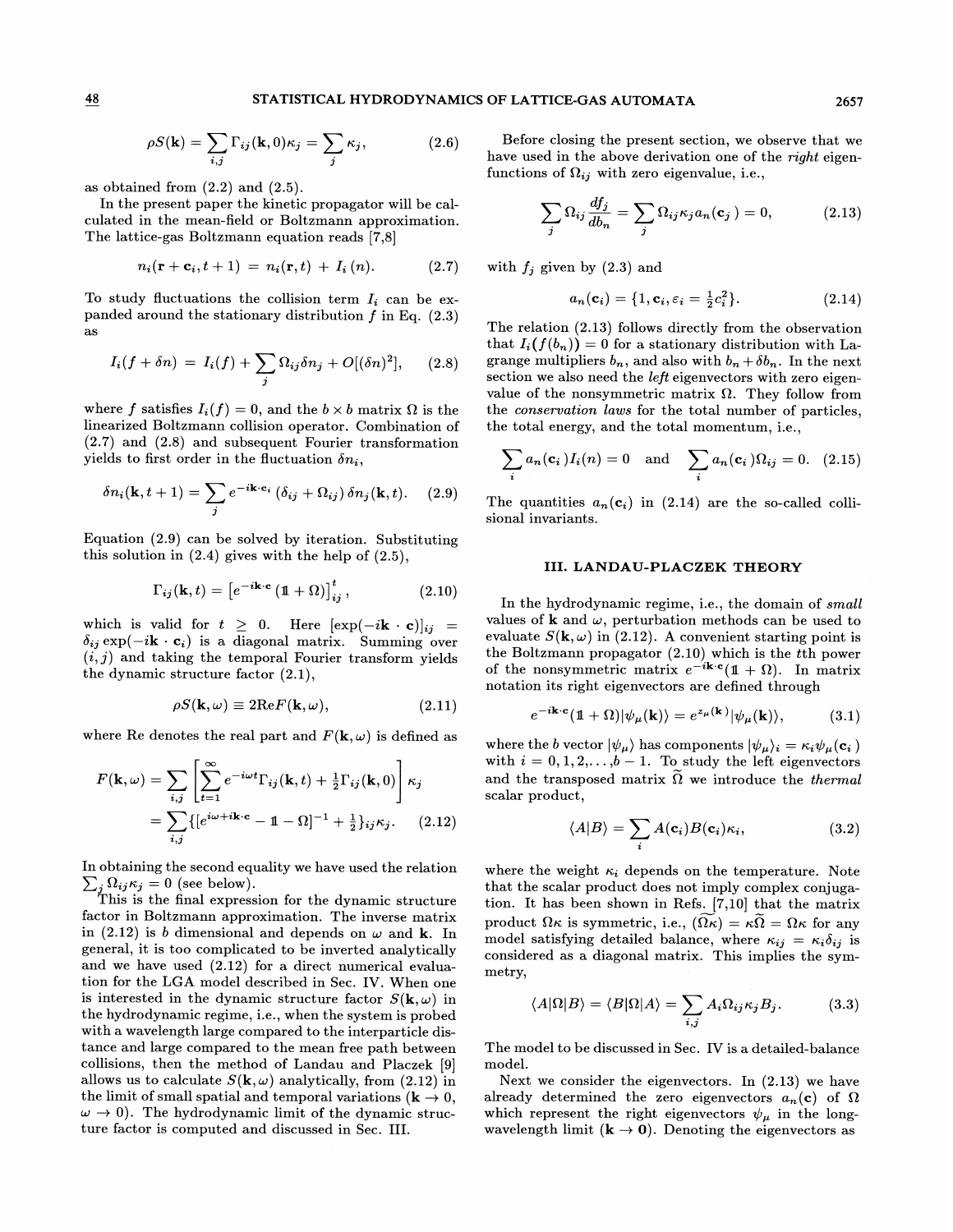$$\rho S(\mathbf{k}) = \sum_{i,j} \Gamma_{ij}(\mathbf{k}, 0)\kappa_j = \sum_j \kappa_j, \tag{2.6}$$

as obtained from (2.2) and (2.5).

In the present paper the kinetic propagator will be calculated in the mean-field or Boltzmann approximation. The lattice-gas Boltzmann equation reads [7,8]

$$n_i(\mathbf{r} + \mathbf{c}_i, t + 1) = n_i(\mathbf{r}, t) + I_i(n). \tag{2.7}$$

To study fluctuations the collision term $I_i$ can be expanded around the stationary distribution $f$ in Eq. (2.3) as

$$I_i(f + \delta n) = I_i(f) + \sum_j \Omega_{ij}\delta n_j + O[(\delta n)^2], \tag{2.8}$$

where $f$ satisfies $I_i(f) = 0$, and the $b \times b$ matrix $\Omega$ is the linearized Boltzmann collision operator. Combination of (2.7) and (2.8) and subsequent Fourier transformation yields to first order in the fluctuation $\delta n_i$,

$$\delta n_i(\mathbf{k}, t + 1) = \sum_j e^{-i\mathbf{k}\cdot\mathbf{c}_i}(\delta_{ij} + \Omega_{ij})\,\delta n_j(\mathbf{k}, t). \tag{2.9}$$

Equation (2.9) can be solved by iteration. Substituting this solution in (2.4) gives with the help of (2.5),

$$\Gamma_{ij}(\mathbf{k}, t) = \left[e^{-i\mathbf{k}\cdot\mathbf{c}}(\mathbb{1} + \Omega)\right]^t_{ij}, \tag{2.10}$$

which is valid for $t \geq 0$. Here $[\exp(-i\mathbf{k}\cdot\mathbf{c})]_{ij} = \delta_{ij}\exp(-i\mathbf{k}\cdot\mathbf{c}_i)$ is a diagonal matrix. Summing over $(i,j)$ and taking the temporal Fourier transform yields the dynamic structure factor (2.1),

$$\rho S(\mathbf{k}, \omega) \equiv 2\mathrm{Re}F(\mathbf{k}, \omega), \tag{2.11}$$

where Re denotes the real part and $F(\mathbf{k}, \omega)$ is defined as

$$\begin{aligned} F(\mathbf{k}, \omega) &= \sum_{i,j}\left[\sum_{t=1}^{\infty} e^{-i\omega t}\Gamma_{ij}(\mathbf{k}, t) + \tfrac{1}{2}\Gamma_{ij}(\mathbf{k}, 0)\right]\kappa_j \\ &= \sum_{i,j}\{[e^{i\omega + i\mathbf{k}\cdot\mathbf{c}} - \mathbb{1} - \Omega]^{-1} + \tfrac{1}{2}\}_{ij}\kappa_j. \end{aligned} \tag{2.12}$$

In obtaining the second equality we have used the relation $\sum_j \Omega_{ij}\kappa_j = 0$ (see below).

This is the final expression for the dynamic structure factor in Boltzmann approximation. The inverse matrix in (2.12) is $b$ dimensional and depends on $\omega$ and $\mathbf{k}$. In general, it is too complicated to be inverted analytically and we have used (2.12) for a direct numerical evaluation for the LGA model described in Sec. IV. When one is interested in the dynamic structure factor $S(\mathbf{k}, \omega)$ in the hydrodynamic regime, i.e., when the system is probed with a wavelength large compared to the interparticle distance and large compared to the mean free path between collisions, then the method of Landau and Placzek [9] allows us to calculate $S(\mathbf{k}, \omega)$ analytically, from (2.12) in the limit of small spatial and temporal variations ($\mathbf{k} \to 0$, $\omega \to 0$). The hydrodynamic limit of the dynamic structure factor is computed and discussed in Sec. III.

Before closing the present section, we observe that we have used in the above derivation one of the *right* eigenfunctions of $\Omega_{ij}$ with zero eigenvalue, i.e.,

$$\sum_j \Omega_{ij}\frac{df_j}{db_n} = \sum_j \Omega_{ij}\kappa_j a_n(\mathbf{c}_j) = 0, \tag{2.13}$$

with $f_j$ given by (2.3) and

$$a_n(\mathbf{c}_i) = \{1, \mathbf{c}_i, \varepsilon_i = \tfrac{1}{2}c_i^2\}. \tag{2.14}$$

The relation (2.13) follows directly from the observation that $I_i(f(b_n)) = 0$ for a stationary distribution with Lagrange multipliers $b_n$, and also with $b_n + \delta b_n$. In the next section we also need the *left* eigenvectors with zero eigenvalue of the nonsymmetric matrix $\Omega$. They follow from the *conservation laws* for the total number of particles, the total energy, and the total momentum, i.e.,

$$\sum_i a_n(\mathbf{c}_i)I_i(n) = 0 \quad \text{and} \quad \sum_i a_n(\mathbf{c}_i)\Omega_{ij} = 0. \tag{2.15}$$

The quantities $a_n(\mathbf{c}_i)$ in (2.14) are the so-called collisional invariants.

## III. LANDAU-PLACZEK THEORY

In the hydrodynamic regime, i.e., the domain of *small* values of $\mathbf{k}$ and $\omega$, perturbation methods can be used to evaluate $S(\mathbf{k}, \omega)$ in (2.12). A convenient starting point is the Boltzmann propagator (2.10) which is the $t$th power of the nonsymmetric matrix $e^{-i\mathbf{k}\cdot\mathbf{c}}(\mathbb{1} + \Omega)$. In matrix notation its right eigenvectors are defined through

$$e^{-i\mathbf{k}\cdot\mathbf{c}}(\mathbb{1} + \Omega)|\psi_\mu(\mathbf{k})\rangle = e^{z_\mu(\mathbf{k})}|\psi_\mu(\mathbf{k})\rangle, \tag{3.1}$$

where the $b$ vector $|\psi_\mu\rangle$ has components $|\psi_\mu\rangle_i = \kappa_i\psi_\mu(\mathbf{c}_i)$ with $i = 0, 1, 2, \ldots, b - 1$. To study the left eigenvectors and the transposed matrix $\widetilde{\Omega}$ we introduce the *thermal* scalar product,

$$\langle A|B\rangle = \sum_i A(\mathbf{c}_i)B(\mathbf{c}_i)\kappa_i, \tag{3.2}$$

where the weight $\kappa_i$ depends on the temperature. Note that the scalar product does not imply complex conjugation. It has been shown in Refs. [7,10] that the matrix product $\Omega\kappa$ is symmetric, i.e., $\widetilde{(\Omega\kappa)} = \kappa\widetilde{\Omega} = \Omega\kappa$ for any model satisfying detailed balance, where $\kappa_{ij} = \kappa_i\delta_{ij}$ is considered as a diagonal matrix. This implies the symmetry,

$$\langle A|\Omega|B\rangle = \langle B|\Omega|A\rangle = \sum_{i,j} A_i\Omega_{ij}\kappa_j B_j. \tag{3.3}$$

The model to be discussed in Sec. IV is a detailed-balance model.

Next we consider the eigenvectors. In (2.13) we have already determined the zero eigenvectors $a_n(\mathbf{c})$ of $\Omega$ which represent the right eigenvectors $\psi_\mu$ in the long-wavelength limit ($\mathbf{k} \to \mathbf{0}$). Denoting the eigenvectors as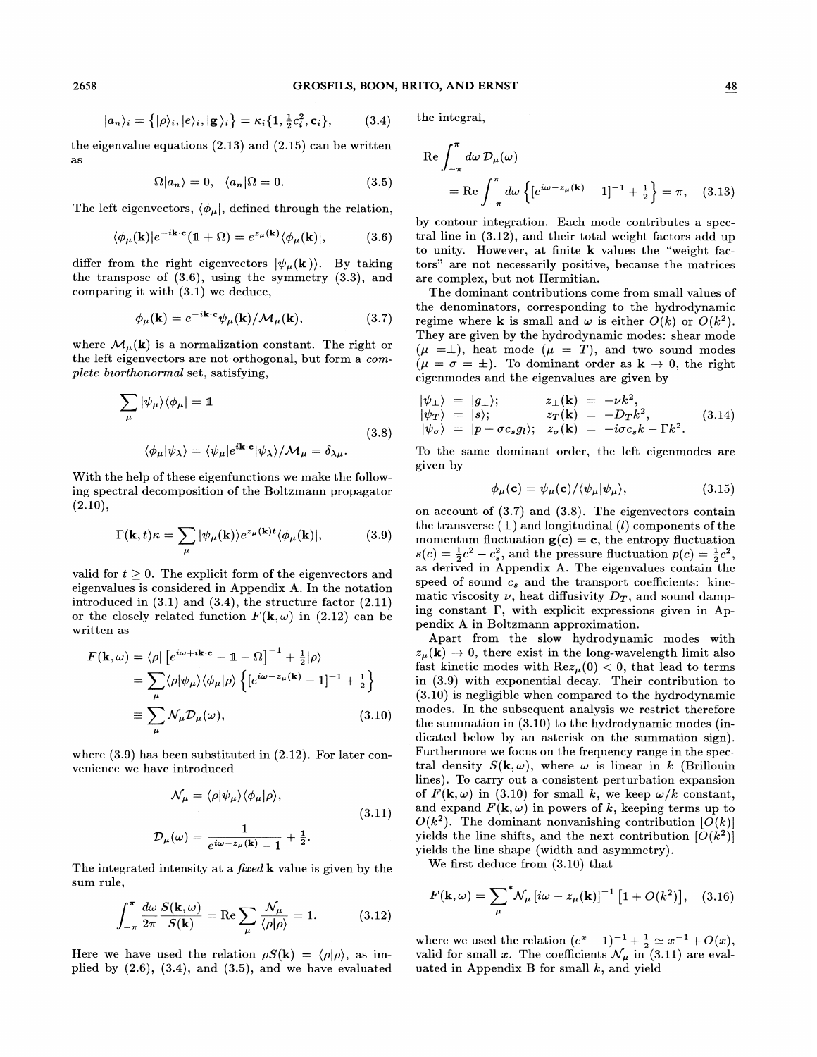$$|a_n\rangle_i = \{|\rho\rangle_i, |e\rangle_i, |\mathbf{g}\rangle_i\} = \kappa_i\{1, \tfrac{1}{2}c_i^2, \mathbf{c}_i\}, \tag{3.4}$$

the eigenvalue equations (2.13) and (2.15) can be written as

$$\Omega|a_n\rangle = 0, \quad \langle a_n|\Omega = 0. \tag{3.5}$$

The left eigenvectors, $\langle\phi_\mu|$, defined through the relation,

$$\langle\phi_\mu(\mathbf{k})|e^{-i\mathbf{k}\cdot\mathbf{c}}(\mathbb{1} + \Omega) = e^{z_\mu(\mathbf{k})}\langle\phi_\mu(\mathbf{k})|, \tag{3.6}$$

differ from the right eigenvectors $|\psi_\mu(\mathbf{k})\rangle$. By taking the transpose of (3.6), using the symmetry (3.3), and comparing it with (3.1) we deduce,

$$\phi_\mu(\mathbf{k}) = e^{-i\mathbf{k}\cdot\mathbf{c}}\psi_\mu(\mathbf{k})/\mathcal{M}_\mu(\mathbf{k}), \tag{3.7}$$

where $\mathcal{M}_\mu(\mathbf{k})$ is a normalization constant. The right or the left eigenvectors are not orthogonal, but form a *complete biorthonormal* set, satisfying,

$$\sum_\mu |\psi_\mu\rangle\langle\phi_\mu| = \mathbb{1}$$
$$\langle\phi_\mu|\psi_\lambda\rangle = \langle\psi_\mu|e^{i\mathbf{k}\cdot\mathbf{c}}|\psi_\lambda\rangle/\mathcal{M}_\mu = \delta_{\lambda\mu}. \tag{3.8}$$

With the help of these eigenfunctions we make the following spectral decomposition of the Boltzmann propagator (2.10),

$$\Gamma(\mathbf{k}, t)\kappa = \sum_\mu |\psi_\mu(\mathbf{k})\rangle e^{z_\mu(\mathbf{k})t}\langle\phi_\mu(\mathbf{k})|, \tag{3.9}$$

valid for $t \geq 0$. The explicit form of the eigenvectors and eigenvalues is considered in Appendix A. In the notation introduced in (3.1) and (3.4), the structure factor (2.11) or the closely related function $F(\mathbf{k}, \omega)$ in (2.12) can be written as

$$\begin{aligned}
F(\mathbf{k}, \omega) &= \langle\rho|\left[e^{i\omega + i\mathbf{k}\cdot\mathbf{c}} - \mathbb{1} - \Omega\right]^{-1} + \tfrac{1}{2}|\rho\rangle \\
&= \sum_\mu \langle\rho|\psi_\mu\rangle\langle\phi_\mu|\rho\rangle \left\{[e^{i\omega - z_\mu(\mathbf{k})} - 1]^{-1} + \tfrac{1}{2}\right\} \\
&\equiv \sum_\mu \mathcal{N}_\mu \mathcal{D}_\mu(\omega),
\end{aligned} \tag{3.10}$$

where (3.9) has been substituted in (2.12). For later convenience we have introduced

$$\mathcal{N}_\mu = \langle\rho|\psi_\mu\rangle\langle\phi_\mu|\rho\rangle,$$
$$\mathcal{D}_\mu(\omega) = \frac{1}{e^{i\omega - z_\mu(\mathbf{k})} - 1} + \tfrac{1}{2}. \tag{3.11}$$

The integrated intensity at a *fixed* $\mathbf{k}$ value is given by the sum rule,

$$\int_{-\pi}^{\pi} \frac{d\omega}{2\pi}\frac{S(\mathbf{k}, \omega)}{S(\mathbf{k})} = \text{Re}\sum_\mu \frac{\mathcal{N}_\mu}{\langle\rho|\rho\rangle} = 1. \tag{3.12}$$

Here we have used the relation $\rho S(\mathbf{k}) = \langle\rho|\rho\rangle$, as implied by (2.6), (3.4), and (3.5), and we have evaluated the integral,

$$\begin{aligned}
&\text{Re}\int_{-\pi}^{\pi} d\omega\, \mathcal{D}_\mu(\omega) \\
&= \text{Re}\int_{-\pi}^{\pi} d\omega \left\{[e^{i\omega - z_\mu(\mathbf{k})} - 1]^{-1} + \tfrac{1}{2}\right\} = \pi,
\end{aligned} \tag{3.13}$$

by contour integration. Each mode contributes a spectral line in (3.12), and their total weight factors add up to unity. However, at finite $\mathbf{k}$ values the "weight factors" are not necessarily positive, because the matrices are complex, but not Hermitian.

The dominant contributions come from small values of the denominators, corresponding to the hydrodynamic regime where $\mathbf{k}$ is small and $\omega$ is either $O(k)$ or $O(k^2)$. They are given by the hydrodynamic modes: shear mode ($\mu = \perp$), heat mode ($\mu = T$), and two sound modes ($\mu = \sigma = \pm$). To dominant order as $\mathbf{k} \to 0$, the right eigenmodes and the eigenvalues are given by

$$\begin{aligned}
|\psi_\perp\rangle &= |g_\perp\rangle; & z_\perp(\mathbf{k}) &= -\nu k^2, \\
|\psi_T\rangle &= |s\rangle; & z_T(\mathbf{k}) &= -D_T k^2, \\
|\psi_\sigma\rangle &= |p + \sigma c_s g_l\rangle; & z_\sigma(\mathbf{k}) &= -i\sigma c_s k - \Gamma k^2.
\end{aligned} \tag{3.14}$$

To the same dominant order, the left eigenmodes are given by

$$\phi_\mu(\mathbf{c}) = \psi_\mu(\mathbf{c})/\langle\psi_\mu|\psi_\mu\rangle, \tag{3.15}$$

on account of (3.7) and (3.8). The eigenvectors contain the transverse ($\perp$) and longitudinal ($l$) components of the momentum fluctuation $\mathbf{g}(\mathbf{c}) = \mathbf{c}$, the entropy fluctuation $s(c) = \frac{1}{2}c^2 - c_s^2$, and the pressure fluctuation $p(c) = \frac{1}{2}c^2$, as derived in Appendix A. The eigenvalues contain the speed of sound $c_s$ and the transport coefficients: kinematic viscosity $\nu$, heat diffusivity $D_T$, and sound damping constant $\Gamma$, with explicit expressions given in Appendix A in Boltzmann approximation.

Apart from the slow hydrodynamic modes with $z_\mu(\mathbf{k}) \to 0$, there exist in the long-wavelength limit also fast kinetic modes with $\text{Re}z_\mu(0) < 0$, that lead to terms in (3.9) with exponential decay. Their contribution to (3.10) is negligible when compared to the hydrodynamic modes. In the subsequent analysis we restrict therefore the summation in (3.10) to the hydrodynamic modes (indicated below by an asterisk on the summation sign). Furthermore we focus on the frequency range in the spectral density $S(\mathbf{k}, \omega)$, where $\omega$ is linear in $k$ (Brillouin lines). To carry out a consistent perturbation expansion of $F(\mathbf{k}, \omega)$ in (3.10) for small $k$, we keep $\omega/k$ constant, and expand $F(\mathbf{k}, \omega)$ in powers of $k$, keeping terms up to $O(k^2)$. The dominant nonvanishing contribution $[O(k)]$ yields the line shifts, and the next contribution $[O(k^2)]$ yields the line shape (width and asymmetry).

We first deduce from (3.10) that

$$F(\mathbf{k}, \omega) = \sum_\mu{}^{*} \mathcal{N}_\mu \left[i\omega - z_\mu(\mathbf{k})\right]^{-1}\left[1 + O(k^2)\right], \tag{3.16}$$

where we used the relation $(e^x - 1)^{-1} + \frac{1}{2} \simeq x^{-1} + O(x)$, valid for small $x$. The coefficients $\mathcal{N}_\mu$ in (3.11) are evaluated in Appendix B for small $k$, and yield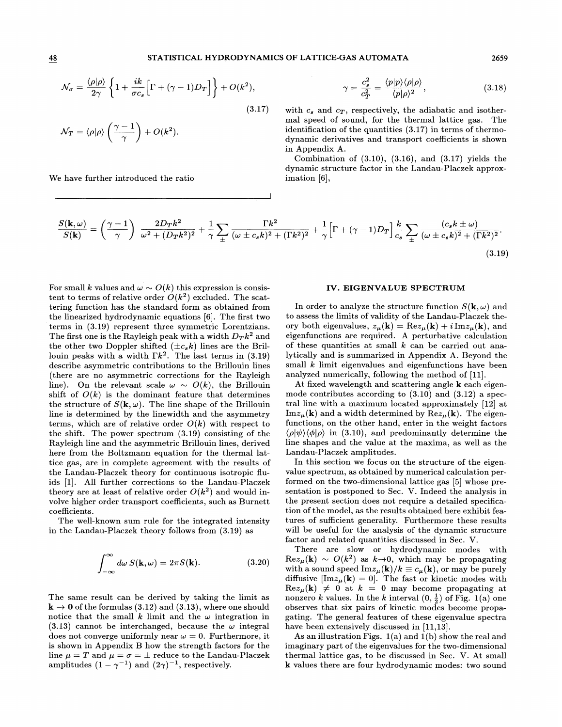$$\mathcal{N}_\sigma = \frac{\langle\rho|\rho\rangle}{2\gamma}\left\{1 + \frac{ik}{\sigma c_s}\Big[\Gamma + (\gamma-1)D_T\Big]\right\} + O(k^2),$$

$$\mathcal{N}_T = \langle\rho|\rho\rangle\left(\frac{\gamma-1}{\gamma}\right) + O(k^2). \tag{3.17}$$

We have further introduced the ratio

$$\gamma = \frac{c_s^2}{c_T^2} = \frac{\langle p|p\rangle\langle\rho|\rho\rangle}{\langle p|\rho\rangle^2}, \tag{3.18}$$

with $c_s$ and $c_T$, respectively, the adiabatic and isothermal speed of sound, for the thermal lattice gas. The identification of the quantities (3.17) in terms of thermodynamic derivatives and transport coefficients is shown in Appendix A.

Combination of (3.10), (3.16), and (3.17) yields the dynamic structure factor in the Landau-Placzek approximation [6],

$$\frac{S(\mathbf{k},\omega)}{S(\mathbf{k})} = \left(\frac{\gamma-1}{\gamma}\right)\frac{2D_Tk^2}{\omega^2+(D_Tk^2)^2} + \frac{1}{\gamma}\sum_\pm \frac{\Gamma k^2}{(\omega\pm c_sk)^2+(\Gamma k^2)^2} + \frac{1}{\gamma}\Big[\Gamma + (\gamma-1)D_T\Big]\frac{k}{c_s}\sum_\pm \frac{(c_sk\pm\omega)}{(\omega\pm c_sk)^2+(\Gamma k^2)^2}. \tag{3.19}$$

For small $k$ values and $\omega \sim O(k)$ this expression is consistent to terms of relative order $O(k^2)$ excluded. The scattering function has the standard form as obtained from the linearized hydrodynamic equations [6]. The first two terms in (3.19) represent three symmetric Lorentzians. The first one is the Rayleigh peak with a width $D_Tk^2$ and the other two Doppler shifted ($\pm c_sk$) lines are the Brillouin peaks with a width $\Gamma k^2$. The last terms in (3.19) describe asymmetric contributions to the Brillouin lines (there are no asymmetric corrections for the Rayleigh line). On the relevant scale $\omega \sim O(k)$, the Brillouin shift of $O(k)$ is the dominant feature that determines the structure of $S(\mathbf{k},\omega)$. The line shape of the Brillouin line is determined by the linewidth and the asymmetry terms, which are of relative order $O(k)$ with respect to the shift. The power spectrum (3.19) consisting of the Rayleigh line and the asymmetric Brillouin lines, derived here from the Boltzmann equation for the thermal lattice gas, are in complete agreement with the results of the Landau-Placzek theory for continuous isotropic fluids [1]. All further corrections to the Landau-Placzek theory are at least of relative order $O(k^2)$ and would involve higher order transport coefficients, such as Burnett coefficients.

The well-known sum rule for the integrated intensity in the Landau-Placzek theory follows from (3.19) as

$$\int_{-\infty}^{\infty} d\omega\, S(\mathbf{k},\omega) = 2\pi S(\mathbf{k}). \tag{3.20}$$

The same result can be derived by taking the limit as $\mathbf{k}\to\mathbf{0}$ of the formulas (3.12) and (3.13), where one should notice that the small $k$ limit and the $\omega$ integration in (3.13) cannot be interchanged, because the $\omega$ integral does not converge uniformly near $\omega = 0$. Furthermore, it is shown in Appendix B how the strength factors for the line $\mu = T$ and $\mu = \sigma = \pm$ reduce to the Landau-Placzek amplitudes $(1-\gamma^{-1})$ and $(2\gamma)^{-1}$, respectively.

## IV. EIGENVALUE SPECTRUM

In order to analyze the structure function $S(\mathbf{k},\omega)$ and to assess the limits of validity of the Landau-Placzek theory both eigenvalues, $z_\mu(\mathbf{k}) = \mathrm{Re}z_\mu(\mathbf{k}) + i\,\mathrm{Im}z_\mu(\mathbf{k})$, and eigenfunctions are required. A perturbative calculation of these quantities at small $k$ can be carried out analytically and is summarized in Appendix A. Beyond the small $k$ limit eigenvalues and eigenfunctions have been analyzed numerically, following the method of [11].

At fixed wavelength and scattering angle $\mathbf{k}$ each eigenmode contributes according to (3.10) and (3.12) a spectral line with a maximum located approximately [12] at $\mathrm{Im}z_\mu(\mathbf{k})$ and a width determined by $\mathrm{Re}z_\mu(\mathbf{k})$. The eigenfunctions, on the other hand, enter in the weight factors $\langle\rho|\psi\rangle\langle\phi|\rho\rangle$ in (3.10), and predominantly determine the line shapes and the value at the maxima, as well as the Landau-Placzek amplitudes.

In this section we focus on the structure of the eigenvalue spectrum, as obtained by numerical calculation performed on the two-dimensional lattice gas [5] whose presentation is postponed to Sec. V. Indeed the analysis in the present section does not require a detailed specification of the model, as the results obtained here exhibit features of sufficient generality. Furthermore these results will be useful for the analysis of the dynamic structure factor and related quantities discussed in Sec. V.

There are slow or hydrodynamic modes with $\mathrm{Re}z_\mu(\mathbf{k}) \sim O(k^2)$ as $k\to 0$, which may be propagating with a sound speed $\mathrm{Im}z_\mu(\mathbf{k})/k \equiv c_\mu(\mathbf{k})$, or may be purely diffusive [$\mathrm{Im}z_\mu(\mathbf{k}) = 0$]. The fast or kinetic modes with $\mathrm{Re}z_\mu(\mathbf{k}) \neq 0$ at $k = 0$ may become propagating at nonzero $k$ values. In the $k$ interval $(0, \frac{1}{2})$ of Fig. 1(a) one observes that six pairs of kinetic modes become propagating. The general features of these eigenvalue spectra have been extensively discussed in [11,13].

As an illustration Figs. 1(a) and 1(b) show the real and imaginary part of the eigenvalues for the two-dimensional thermal lattice gas, to be discussed in Sec. V. At small $\mathbf{k}$ values there are four hydrodynamic modes: two sound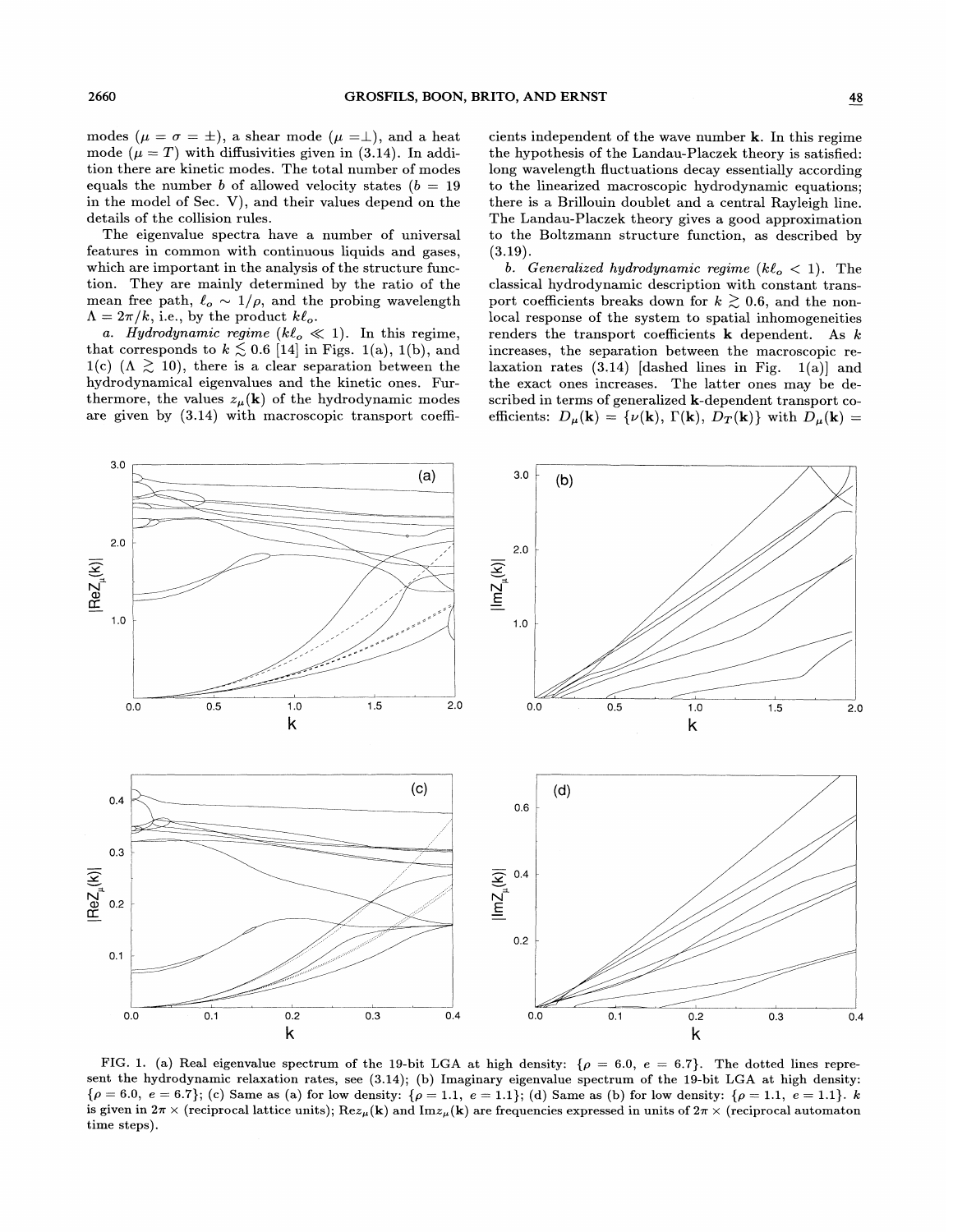modes ($\mu = \sigma = \pm$), a shear mode ($\mu = \perp$), and a heat mode ($\mu = T$) with diffusivities given in (3.14). In addition there are kinetic modes. The total number of modes equals the number $b$ of allowed velocity states ($b$ = 19 in the model of Sec. V), and their values depend on the details of the collision rules.

The eigenvalue spectra have a number of universal features in common with continuous liquids and gases, which are important in the analysis of the structure function. They are mainly determined by the ratio of the mean free path, $\ell_o \sim 1/\rho$, and the probing wavelength $\Lambda = 2\pi/k$, i.e., by the product $k\ell_o$.

*a. Hydrodynamic regime* ($k\ell_o \ll 1$). In this regime, that corresponds to $k \lesssim 0.6$ [14] in Figs. 1(a), 1(b), and 1(c) ($\Lambda \gtrsim 10$), there is a clear separation between the hydrodynamical eigenvalues and the kinetic ones. Furthermore, the values $z_\mu(\mathbf{k})$ of the hydrodynamic modes are given by (3.14) with macroscopic transport coefficients independent of the wave number $\mathbf{k}$. In this regime the hypothesis of the Landau-Placzek theory is satisfied: long wavelength fluctuations decay essentially according to the linearized macroscopic hydrodynamic equations; there is a Brillouin doublet and a central Rayleigh line. The Landau-Placzek theory gives a good approximation to the Boltzmann structure function, as described by (3.19).

*b. Generalized hydrodynamic regime* ($k\ell_o < 1$). The classical hydrodynamic description with constant transport coefficients breaks down for $k \gtrsim 0.6$, and the nonlocal response of the system to spatial inhomogeneities renders the transport coefficients $\mathbf{k}$ dependent. As $k$ increases, the separation between the macroscopic relaxation rates (3.14) [dashed lines in Fig. 1(a)] and the exact ones increases. The latter ones may be described in terms of generalized $\mathbf{k}$-dependent transport coefficients: $D_\mu(\mathbf{k}) = \{\nu(\mathbf{k}), \Gamma(\mathbf{k}), D_T(\mathbf{k})\}$ with $D_\mu(\mathbf{k}) =$

FIG. 1. (a) Real eigenvalue spectrum of the 19-bit LGA at high density: $\{\rho = 6.0,\ e = 6.7\}$. The dotted lines represent the hydrodynamic relaxation rates, see (3.14); (b) Imaginary eigenvalue spectrum of the 19-bit LGA at high density: $\{\rho = 6.0,\ e = 6.7\}$; (c) Same as (a) for low density: $\{\rho = 1.1,\ e = 1.1\}$; (d) Same as (b) for low density: $\{\rho = 1.1,\ e = 1.1\}$. $k$ is given in $2\pi \times$ (reciprocal lattice units); $\mathrm{Re}z_\mu(\mathbf{k})$ and $\mathrm{Im}z_\mu(\mathbf{k})$ are frequencies expressed in units of $2\pi \times$ (reciprocal automaton time steps).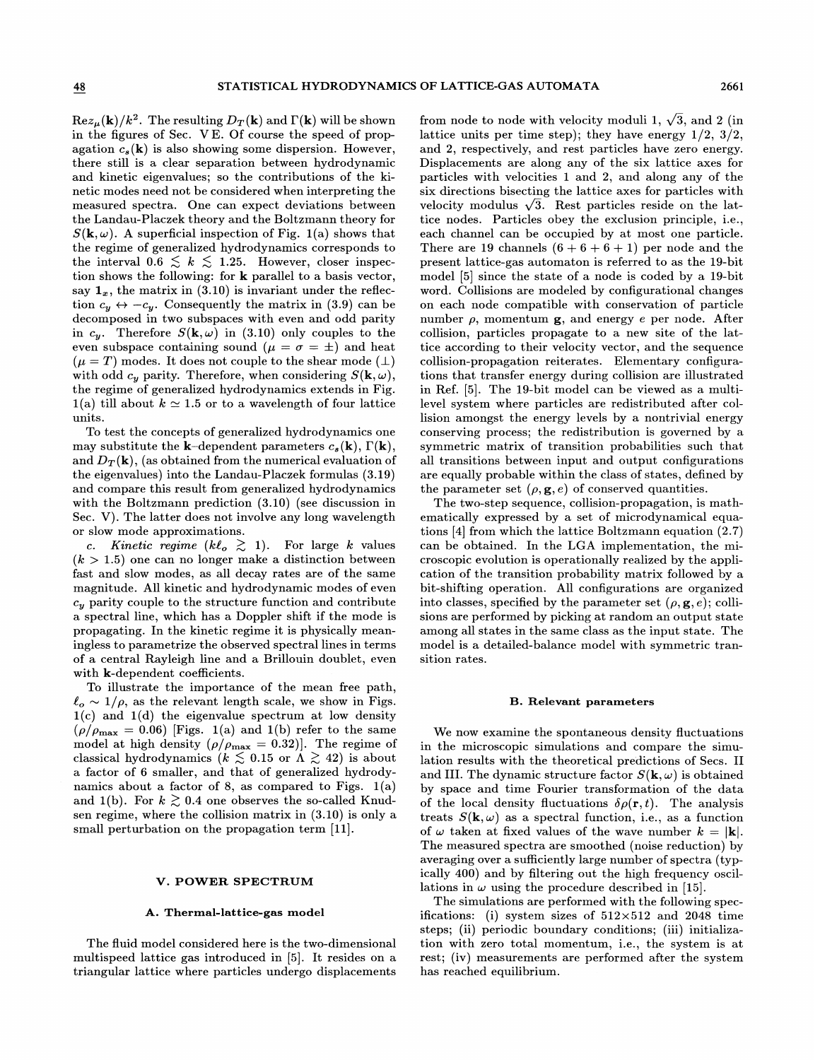$\text{Re}z_\mu(\mathbf{k})/k^2$. The resulting $D_T(\mathbf{k})$ and $\Gamma(\mathbf{k})$ will be shown in the figures of Sec. V E. Of course the speed of propagation $c_s(\mathbf{k})$ is also showing some dispersion. However, there still is a clear separation between hydrodynamic and kinetic eigenvalues; so the contributions of the kinetic modes need not be considered when interpreting the measured spectra. One can expect deviations between the Landau-Placzek theory and the Boltzmann theory for $S(\mathbf{k},\omega)$. A superficial inspection of Fig. 1(a) shows that the regime of generalized hydrodynamics corresponds to the interval $0.6 \lesssim k \lesssim 1.25$. However, closer inspection shows the following: for $\mathbf{k}$ parallel to a basis vector, say $\mathbf{1}_x$, the matrix in (3.10) is invariant under the reflection $c_y \leftrightarrow -c_y$. Consequently the matrix in (3.9) can be decomposed in two subspaces with even and odd parity in $c_y$. Therefore $S(\mathbf{k},\omega)$ in (3.10) only couples to the even subspace containing sound ($\mu = \sigma = \pm$) and heat ($\mu = T$) modes. It does not couple to the shear mode ($\perp$) with odd $c_y$ parity. Therefore, when considering $S(\mathbf{k},\omega)$, the regime of generalized hydrodynamics extends in Fig. 1(a) till about $k \simeq 1.5$ or to a wavelength of four lattice units.

To test the concepts of generalized hydrodynamics one may substitute the $\mathbf{k}$-dependent parameters $c_s(\mathbf{k})$, $\Gamma(\mathbf{k})$, and $D_T(\mathbf{k})$, (as obtained from the numerical evaluation of the eigenvalues) into the Landau-Placzek formulas (3.19) and compare this result from generalized hydrodynamics with the Boltzmann prediction (3.10) (see discussion in Sec. V). The latter does not involve any long wavelength or slow mode approximations.

*c. Kinetic regime* ($k\ell_o \gtrsim 1$). For large $k$ values ($k > 1.5$) one can no longer make a distinction between fast and slow modes, as all decay rates are of the same magnitude. All kinetic and hydrodynamic modes of even $c_y$ parity couple to the structure function and contribute a spectral line, which has a Doppler shift if the mode is propagating. In the kinetic regime it is physically meaningless to parametrize the observed spectral lines in terms of a central Rayleigh line and a Brillouin doublet, even with $\mathbf{k}$-dependent coefficients.

To illustrate the importance of the mean free path, $\ell_o \sim 1/\rho$, as the relevant length scale, we show in Figs. 1(c) and 1(d) the eigenvalue spectrum at low density ($\rho/\rho_{\max} = 0.06$) [Figs. 1(a) and 1(b) refer to the same model at high density ($\rho/\rho_{\max} = 0.32$)]. The regime of classical hydrodynamics ($k \lesssim 0.15$ or $\Lambda \gtrsim 42$) is about a factor of 6 smaller, and that of generalized hydrodynamics about a factor of 8, as compared to Figs. 1(a) and 1(b). For $k \gtrsim 0.4$ one observes the so-called Knudsen regime, where the collision matrix in (3.10) is only a small perturbation on the propagation term [11].

## V. POWER SPECTRUM

### A. Thermal-lattice-gas model

The fluid model considered here is the two-dimensional multispeed lattice gas introduced in [5]. It resides on a triangular lattice where particles undergo displacements from node to node with velocity moduli 1, $\sqrt{3}$, and 2 (in lattice units per time step); they have energy 1/2, 3/2, and 2, respectively, and rest particles have zero energy. Displacements are along any of the six lattice axes for particles with velocities 1 and 2, and along any of the six directions bisecting the lattice axes for particles with velocity modulus $\sqrt{3}$. Rest particles reside on the lattice nodes. Particles obey the exclusion principle, i.e., each channel can be occupied by at most one particle. There are 19 channels $(6+6+6+1)$ per node and the present lattice-gas automaton is referred to as the 19-bit model [5] since the state of a node is coded by a 19-bit word. Collisions are modeled by configurational changes on each node compatible with conservation of particle number $\rho$, momentum $\mathbf{g}$, and energy $e$ per node. After collision, particles propagate to a new site of the lattice according to their velocity vector, and the sequence collision-propagation reiterates. Elementary configurations that transfer energy during collision are illustrated in Ref. [5]. The 19-bit model can be viewed as a multilevel system where particles are redistributed after collision amongst the energy levels by a nontrivial energy conserving process; the redistribution is governed by a symmetric matrix of transition probabilities such that all transitions between input and output configurations are equally probable within the class of states, defined by the parameter set $(\rho, \mathbf{g}, e)$ of conserved quantities.

The two-step sequence, collision-propagation, is mathematically expressed by a set of microdynamical equations [4] from which the lattice Boltzmann equation (2.7) can be obtained. In the LGA implementation, the microscopic evolution is operationally realized by the application of the transition probability matrix followed by a bit-shifting operation. All configurations are organized into classes, specified by the parameter set $(\rho, \mathbf{g}, e)$; collisions are performed by picking at random an output state among all states in the same class as the input state. The model is a detailed-balance model with symmetric transition rates.

### B. Relevant parameters

We now examine the spontaneous density fluctuations in the microscopic simulations and compare the simulation results with the theoretical predictions of Secs. II and III. The dynamic structure factor $S(\mathbf{k},\omega)$ is obtained by space and time Fourier transformation of the data of the local density fluctuations $\delta\rho(\mathbf{r},t)$. The analysis treats $S(\mathbf{k},\omega)$ as a spectral function, i.e., as a function of $\omega$ taken at fixed values of the wave number $k = |\mathbf{k}|$. The measured spectra are smoothed (noise reduction) by averaging over a sufficiently large number of spectra (typically 400) and by filtering out the high frequency oscillations in $\omega$ using the procedure described in [15].

The simulations are performed with the following specifications: (i) system sizes of 512×512 and 2048 time steps; (ii) periodic boundary conditions; (iii) initialization with zero total momentum, i.e., the system is at rest; (iv) measurements are performed after the system has reached equilibrium.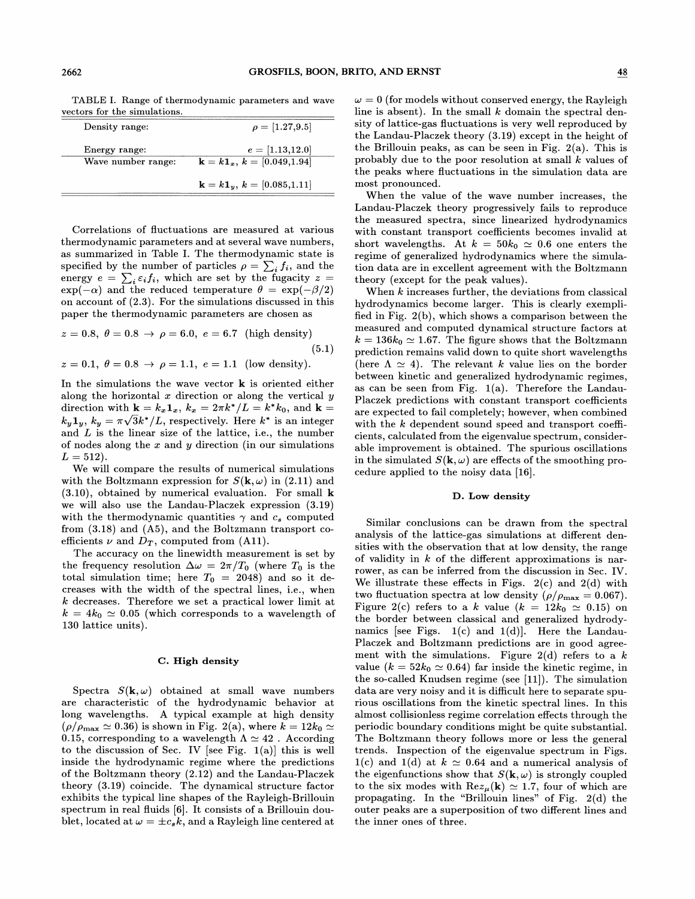TABLE I. Range of thermodynamic parameters and wave vectors for the simulations.

| | |
|---|---|
| Density range: | $\rho = [1.27, 9.5]$ |
| Energy range: | $e = [1.13, 12.0]$ |
| Wave number range: | $\mathbf{k} = k\mathbf{1}_x$, $k = [0.049, 1.94]$ |
| | $\mathbf{k} = k\mathbf{1}_y$, $k = [0.085, 1.11]$ |

Correlations of fluctuations are measured at various thermodynamic parameters and at several wave numbers, as summarized in Table I. The thermodynamic state is specified by the number of particles $\rho = \sum_i f_i$, and the energy $e = \sum_i \varepsilon_i f_i$, which are set by the fugacity $z = \exp(-\alpha)$ and the reduced temperature $\theta = \exp(-\beta/2)$ on account of (2.3). For the simulations discussed in this paper the thermodynamic parameters are chosen as

$$z = 0.8,\ \theta = 0.8 \rightarrow \rho = 6.0,\ e = 6.7 \ \text{(high density)} \tag{5.1}$$

$$z = 0.1,\ \theta = 0.8 \rightarrow \rho = 1.1,\ e = 1.1 \ \text{(low density)}.$$

In the simulations the wave vector $\mathbf{k}$ is oriented either along the horizontal $x$ direction or along the vertical $y$ direction with $\mathbf{k} = k_x \mathbf{1}_x$, $k_x = 2\pi k^*/L = k^* k_0$, and $\mathbf{k} = k_y \mathbf{1}_y$, $k_y = \pi\sqrt{3}k^*/L$, respectively. Here $k^*$ is an integer and $L$ is the linear size of the lattice, i.e., the number of nodes along the $x$ and $y$ direction (in our simulations $L = 512$).

We will compare the results of numerical simulations with the Boltzmann expression for $S(\mathbf{k},\omega)$ in (2.11) and (3.10), obtained by numerical evaluation. For small $\mathbf{k}$ we will also use the Landau-Placzek expression (3.19) with the thermodynamic quantities $\gamma$ and $c_s$ computed from (3.18) and (A5), and the Boltzmann transport coefficients $\nu$ and $D_T$, computed from (A11).

The accuracy on the linewidth measurement is set by the frequency resolution $\Delta\omega = 2\pi/T_0$ (where $T_0$ is the total simulation time; here $T_0 = 2048$) and so it decreases with the width of the spectral lines, i.e., when $k$ decreases. Therefore we set a practical lower limit at $k = 4k_0 \simeq 0.05$ (which corresponds to a wavelength of 130 lattice units).

### C. High density

Spectra $S(\mathbf{k},\omega)$ obtained at small wave numbers are characteristic of the hydrodynamic behavior at long wavelengths. A typical example at high density ($\rho/\rho_{\max} \simeq 0.36$) is shown in Fig. 2(a), where $k = 12k_0 \simeq 0.15$, corresponding to a wavelength $\Lambda \simeq 42$ . According to the discussion of Sec. IV [see Fig. 1(a)] this is well inside the hydrodynamic regime where the predictions of the Boltzmann theory (2.12) and the Landau-Placzek theory (3.19) coincide. The dynamical structure factor exhibits the typical line shapes of the Rayleigh-Brillouin spectrum in real fluids [6]. It consists of a Brillouin doublet, located at $\omega = \pm c_s k$, and a Rayleigh line centered at $\omega = 0$ (for models without conserved energy, the Rayleigh line is absent). In the small $k$ domain the spectral density of lattice-gas fluctuations is very well reproduced by the Landau-Placzek theory (3.19) except in the height of the Brillouin peaks, as can be seen in Fig. 2(a). This is probably due to the poor resolution at small $k$ values of the peaks where fluctuations in the simulation data are most pronounced.

When the value of the wave number increases, the Landau-Placzek theory progressively fails to reproduce the measured spectra, since linearized hydrodynamics with constant transport coefficients becomes invalid at short wavelengths. At $k = 50k_0 \simeq 0.6$ one enters the regime of generalized hydrodynamics where the simulation data are in excellent agreement with the Boltzmann theory (except for the peak values).

When $k$ increases further, the deviations from classical hydrodynamics become larger. This is clearly exemplified in Fig. 2(b), which shows a comparison between the measured and computed dynamical structure factors at $k = 136k_0 \simeq 1.67$. The figure shows that the Boltzmann prediction remains valid down to quite short wavelengths (here $\Lambda \simeq 4$). The relevant $k$ value lies on the border between kinetic and generalized hydrodynamic regimes, as can be seen from Fig. 1(a). Therefore the Landau-Placzek predictions with constant transport coefficients are expected to fail completely; however, when combined with the $k$ dependent sound speed and transport coefficients, calculated from the eigenvalue spectrum, considerable improvement is obtained. The spurious oscillations in the simulated $S(\mathbf{k},\omega)$ are effects of the smoothing procedure applied to the noisy data [16].

### D. Low density

Similar conclusions can be drawn from the spectral analysis of the lattice-gas simulations at different densities with the observation that at low density, the range of validity in $k$ of the different approximations is narrower, as can be inferred from the discussion in Sec. IV. We illustrate these effects in Figs. 2(c) and 2(d) with two fluctuation spectra at low density ($\rho/\rho_{\max} = 0.067$). Figure 2(c) refers to a $k$ value ($k = 12k_0 \simeq 0.15$) on the border between classical and generalized hydrodynamics [see Figs. 1(c) and 1(d)]. Here the Landau-Placzek and Boltzmann predictions are in good agreement with the simulations. Figure 2(d) refers to a $k$ value ($k = 52k_0 \simeq 0.64$) far inside the kinetic regime, in the so-called Knudsen regime (see [11]). The simulation data are very noisy and it is difficult here to separate spurious oscillations from the kinetic spectral lines. In this almost collisionless regime correlation effects through the periodic boundary conditions might be quite substantial. The Boltzmann theory follows more or less the general trends. Inspection of the eigenvalue spectrum in Figs. 1(c) and 1(d) at $k \simeq 0.64$ and a numerical analysis of the eigenfunctions show that $S(\mathbf{k},\omega)$ is strongly coupled to the six modes with $\mathrm{Re}z_\mu(\mathbf{k}) \simeq 1.7$, four of which are propagating. In the "Brillouin lines" of Fig. 2(d) the outer peaks are a superposition of two different lines and the inner ones of three.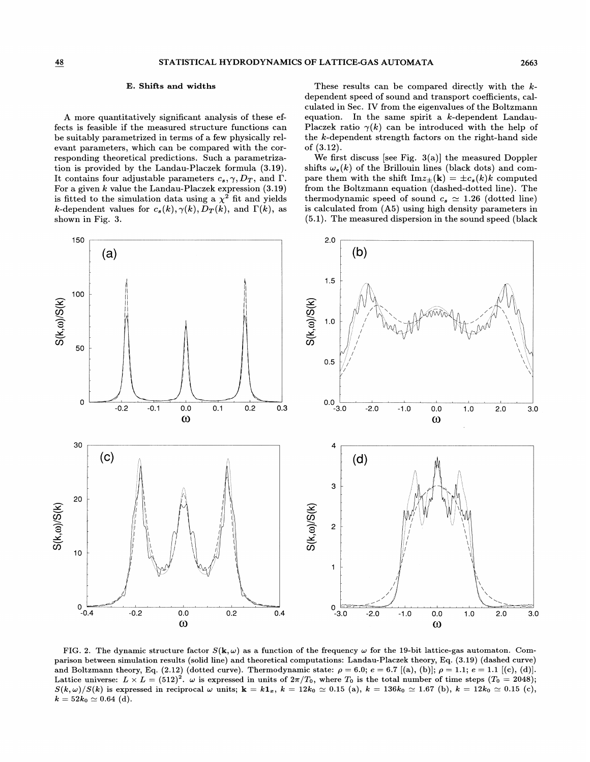### E. Shifts and widths

A more quantitatively significant analysis of these effects is feasible if the measured structure functions can be suitably parametrized in terms of a few physically relevant parameters, which can be compared with the corresponding theoretical predictions. Such a parametrization is provided by the Landau-Placzek formula (3.19). It contains four adjustable parameters $c_s, \gamma, D_T$, and $\Gamma$. For a given $k$ value the Landau-Placzek expression (3.19) is fitted to the simulation data using a $\chi^2$ fit and yields $k$-dependent values for $c_s(k), \gamma(k), D_T(k)$, and $\Gamma(k)$, as shown in Fig. 3.

These results can be compared directly with the $k$-dependent speed of sound and transport coefficients, calculated in Sec. IV from the eigenvalues of the Boltzmann equation. In the same spirit a $k$-dependent Landau-Placzek ratio $\gamma(k)$ can be introduced with the help of the $k$-dependent strength factors on the right-hand side of (3.12).

We first discuss [see Fig. 3(a)] the measured Doppler shifts $\omega_s(k)$ of the Brillouin lines (black dots) and compare them with the shift $\text{Im}z_{\pm}(\mathbf{k}) = \pm c_s(k)k$ computed from the Boltzmann equation (dashed-dotted line). The thermodynamic speed of sound $c_s \simeq 1.26$ (dotted line) is calculated from (A5) using high density parameters in (5.1). The measured dispersion in the sound speed (black

FIG. 2. The dynamic structure factor $S(\mathbf{k},\omega)$ as a function of the frequency $\omega$ for the 19-bit lattice-gas automaton. Comparison between simulation results (solid line) and theoretical computations: Landau-Placzek theory, Eq. (3.19) (dashed curve) and Boltzmann theory, Eq. (2.12) (dotted curve). Thermodynamic state: $\rho = 6.0$; $e = 6.7$ [(a), (b)]; $\rho = 1.1$; $e = 1.1$ [(c), (d)]. Lattice universe: $L \times L = (512)^2$. $\omega$ is expressed in units of $2\pi/T_0$, where $T_0$ is the total number of time steps ($T_0 = 2048$); $S(k,\omega)/S(k)$ is expressed in reciprocal $\omega$ units; $\mathbf{k} = k\mathbf{1}_x$, $k = 12k_0 \simeq 0.15$ (a), $k = 136k_0 \simeq 1.67$ (b), $k = 12k_0 \simeq 0.15$ (c), $k = 52k_0 \simeq 0.64$ (d).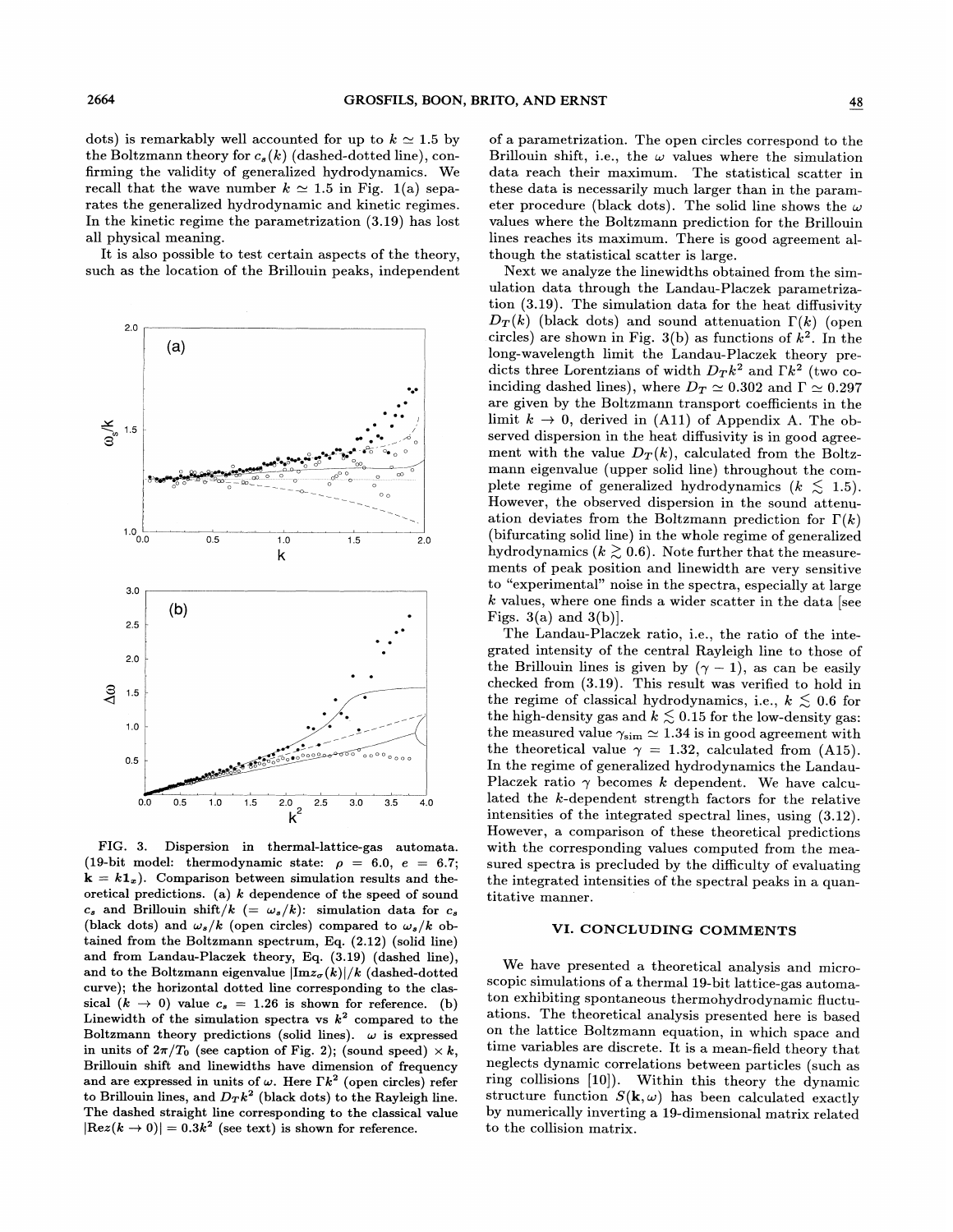dots) is remarkably well accounted for up to $k \simeq 1.5$ by the Boltzmann theory for $c_s(k)$ (dashed-dotted line), confirming the validity of generalized hydrodynamics. We recall that the wave number $k \simeq 1.5$ in Fig. 1(a) separates the generalized hydrodynamic and kinetic regimes. In the kinetic regime the parametrization (3.19) has lost all physical meaning.

It is also possible to test certain aspects of the theory, such as the location of the Brillouin peaks, independent of a parametrization. The open circles correspond to the Brillouin shift, i.e., the $\omega$ values where the simulation data reach their maximum. The statistical scatter in these data is necessarily much larger than in the parameter procedure (black dots). The solid line shows the $\omega$ values where the Boltzmann prediction for the Brillouin lines reaches its maximum. There is good agreement although the statistical scatter is large.

FIG. 3. Dispersion in thermal-lattice-gas automata. (19-bit model: thermodynamic state: $\rho = 6.0$, $e = 6.7$; $\mathbf{k} = k\mathbf{1}_x$). Comparison between simulation results and theoretical predictions. (a) $k$ dependence of the speed of sound $c_s$ and Brillouin shift/$k$ ($= \omega_s/k$): simulation data for $c_s$ (black dots) and $\omega_s/k$ (open circles) compared to $\omega_s/k$ obtained from the Boltzmann spectrum, Eq. (2.12) (solid line) and from Landau-Placzek theory, Eq. (3.19) (dashed line), and to the Boltzmann eigenvalue $|\text{Im} z_\sigma(k)|/k$ (dashed-dotted curve); the horizontal dotted line corresponding to the classical ($k \to 0$) value $c_s = 1.26$ is shown for reference. (b) Linewidth of the simulation spectra vs $k^2$ compared to the Boltzmann theory predictions (solid lines). $\omega$ is expressed in units of $2\pi/T_0$ (see caption of Fig. 2); (sound speed) $\times\, k$, Brillouin shift and linewidths have dimension of frequency and are expressed in units of $\omega$. Here $\Gamma k^2$ (open circles) refer to Brillouin lines, and $D_T k^2$ (black dots) to the Rayleigh line. The dashed straight line corresponding to the classical value $|\text{Re} z(k \to 0)| = 0.3k^2$ (see text) is shown for reference.

Next we analyze the linewidths obtained from the simulation data through the Landau-Placzek parametrization (3.19). The simulation data for the heat diffusivity $D_T(k)$ (black dots) and sound attenuation $\Gamma(k)$ (open circles) are shown in Fig. 3(b) as functions of $k^2$. In the long-wavelength limit the Landau-Placzek theory predicts three Lorentzians of width $D_T k^2$ and $\Gamma k^2$ (two coinciding dashed lines), where $D_T \simeq 0.302$ and $\Gamma \simeq 0.297$ are given by the Boltzmann transport coefficients in the limit $k \to 0$, derived in (A11) of Appendix A. The observed dispersion in the heat diffusivity is in good agreement with the value $D_T(k)$, calculated from the Boltzmann eigenvalue (upper solid line) throughout the complete regime of generalized hydrodynamics ($k \lesssim 1.5$). However, the observed dispersion in the sound attenuation deviates from the Boltzmann prediction for $\Gamma(k)$ (bifurcating solid line) in the whole regime of generalized hydrodynamics ($k \gtrsim 0.6$). Note further that the measurements of peak position and linewidth are very sensitive to "experimental" noise in the spectra, especially at large $k$ values, where one finds a wider scatter in the data [see Figs. 3(a) and 3(b)].

The Landau-Placzek ratio, i.e., the ratio of the integrated intensity of the central Rayleigh line to those of the Brillouin lines is given by $(\gamma - 1)$, as can be easily checked from (3.19). This result was verified to hold in the regime of classical hydrodynamics, i.e., $k \lesssim 0.6$ for the high-density gas and $k \lesssim 0.15$ for the low-density gas: the measured value $\gamma_{\text{sim}} \simeq 1.34$ is in good agreement with the theoretical value $\gamma = 1.32$, calculated from (A15). In the regime of generalized hydrodynamics the Landau-Placzek ratio $\gamma$ becomes $k$ dependent. We have calculated the $k$-dependent strength factors for the relative intensities of the integrated spectral lines, using (3.12). However, a comparison of these theoretical predictions with the corresponding values computed from the measured spectra is precluded by the difficulty of evaluating the integrated intensities of the spectral peaks in a quantitative manner.

## VI. CONCLUDING COMMENTS

We have presented a theoretical analysis and microscopic simulations of a thermal 19-bit lattice-gas automaton exhibiting spontaneous thermohydrodynamic fluctuations. The theoretical analysis presented here is based on the lattice Boltzmann equation, in which space and time variables are discrete. It is a mean-field theory that neglects dynamic correlations between particles (such as ring collisions [10]). Within this theory the dynamic structure function $S(\mathbf{k}, \omega)$ has been calculated exactly by numerically inverting a 19-dimensional matrix related to the collision matrix.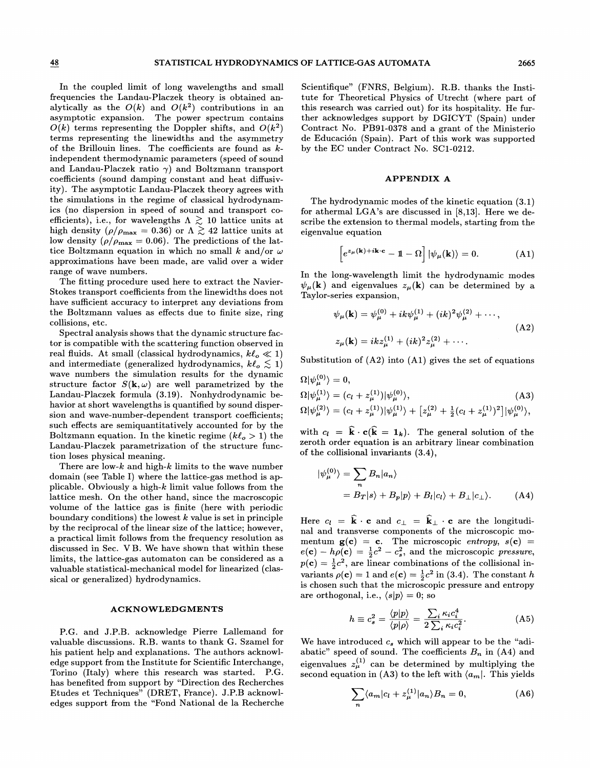In the coupled limit of long wavelengths and small frequencies the Landau-Placzek theory is obtained analytically as the $O(k)$ and $O(k^2)$ contributions in an asymptotic expansion. The power spectrum contains $O(k)$ terms representing the Doppler shifts, and $O(k^2)$ terms representing the linewidths and the asymmetry of the Brillouin lines. The coefficients are found as $k$-independent thermodynamic parameters (speed of sound and Landau-Placzek ratio $\gamma$) and Boltzmann transport coefficients (sound damping constant and heat diffusivity). The asymptotic Landau-Placzek theory agrees with the simulations in the regime of classical hydrodynamics (no dispersion in speed of sound and transport coefficients), i.e., for wavelengths $\Lambda \gtrsim 10$ lattice units at high density ($\rho/\rho_{\max} = 0.36$) or $\Lambda \gtrsim 42$ lattice units at low density ($\rho/\rho_{\max} = 0.06$). The predictions of the lattice Boltzmann equation in which no small $k$ and/or $\omega$ approximations have been made, are valid over a wider range of wave numbers.

The fitting procedure used here to extract the Navier-Stokes transport coefficients from the linewidths does not have sufficient accuracy to interpret any deviations from the Boltzmann values as effects due to finite size, ring collisions, etc.

Spectral analysis shows that the dynamic structure factor is compatible with the scattering function observed in real fluids. At small (classical hydrodynamics, $k\ell_o \ll 1$) and intermediate (generalized hydrodynamics, $k\ell_o \lesssim 1$) wave numbers the simulation results for the dynamic structure factor $S(\mathbf{k},\omega)$ are well parametrized by the Landau-Placzek formula (3.19). Nonhydrodynamic behavior at short wavelengths is quantified by sound dispersion and wave-number-dependent transport coefficients; such effects are semiquantitatively accounted for by the Boltzmann equation. In the kinetic regime ($k\ell_o > 1$) the Landau-Placzek parametrization of the structure function loses physical meaning.

There are low-$k$ and high-$k$ limits to the wave number domain (see Table I) where the lattice-gas method is applicable. Obviously a high-$k$ limit value follows from the lattice mesh. On the other hand, since the macroscopic volume of the lattice gas is finite (here with periodic boundary conditions) the lowest $k$ value is set in principle by the reciprocal of the linear size of the lattice; however, a practical limit follows from the frequency resolution as discussed in Sec. V B. We have shown that within these limits, the lattice-gas automaton can be considered as a valuable statistical-mechanical model for linearized (classical or generalized) hydrodynamics.

## ACKNOWLEDGMENTS

P.G. and J.P.B. acknowledge Pierre Lallemand for valuable discussions. R.B. wants to thank G. Szamel for his patient help and explanations. The authors acknowledge support from the Institute for Scientific Interchange, Torino (Italy) where this research was started. P.G. has benefited from support by "Direction des Recherches Etudes et Techniques" (DRET, France). J.P.B acknowledges support from the "Fond National de la Recherche Scientifique" (FNRS, Belgium). R.B. thanks the Institute for Theoretical Physics of Utrecht (where part of this research was carried out) for its hospitality. He further acknowledges support by DGICYT (Spain) under Contract No. PB91-0378 and a grant of the Ministerio de Educación (Spain). Part of this work was supported by the EC under Contract No. SC1-0212.

## APPENDIX A

The hydrodynamic modes of the kinetic equation (3.1) for athermal LGA's are discussed in [8,13]. Here we describe the extension to thermal models, starting from the eigenvalue equation

$$\left[e^{z_\mu(\mathbf{k})+i\mathbf{k}\cdot\mathbf{c}} - \mathbb{1} - \Omega\right]|\psi_\mu(\mathbf{k})\rangle = 0. \tag{A1}$$

In the long-wavelength limit the hydrodynamic modes $\psi_\mu(\mathbf{k})$ and eigenvalues $z_\mu(\mathbf{k})$ can be determined by a Taylor-series expansion,

$$\begin{aligned}\psi_\mu(\mathbf{k}) &= \psi_\mu^{(0)} + ik\psi_\mu^{(1)} + (ik)^2\psi_\mu^{(2)} + \cdots,\\ z_\mu(\mathbf{k}) &= ikz_\mu^{(1)} + (ik)^2 z_\mu^{(2)} + \cdots.\end{aligned} \tag{A2}$$

Substitution of (A2) into (A1) gives the set of equations

$$\begin{aligned}&\Omega|\psi_\mu^{(0)}\rangle = 0,\\ &\Omega|\psi_\mu^{(1)}\rangle = (c_l + z_\mu^{(1)})|\psi_\mu^{(0)}\rangle,\\ &\Omega|\psi_\mu^{(2)}\rangle = (c_l + z_\mu^{(1)})|\psi_\mu^{(1)}\rangle + \left[z_\mu^{(2)} + \tfrac{1}{2}(c_l + z_\mu^{(1)})^2\right]|\psi_\mu^{(0)}\rangle,\end{aligned} \tag{A3}$$

with $c_l = \widehat{\mathbf{k}}\cdot\mathbf{c}(\widehat{\mathbf{k}} = \mathbf{1}_k)$. The general solution of the zeroth order equation is an arbitrary linear combination of the collisional invariants (3.4),

$$\begin{aligned}|\psi_\mu^{(0)}\rangle &= \sum_n B_n|a_n\rangle\\ &= B_T|s\rangle + B_p|p\rangle + B_l|c_l\rangle + B_\perp|c_\perp\rangle.\end{aligned} \tag{A4}$$

Here $c_l = \widehat{\mathbf{k}}\cdot\mathbf{c}$ and $c_\perp = \widehat{\mathbf{k}}_\perp\cdot\mathbf{c}$ are the longitudinal and transverse components of the microscopic momentum $\mathbf{g}(\mathbf{c}) = \mathbf{c}$. The microscopic *entropy*, $s(\mathbf{c}) = e(\mathbf{c}) - h\rho(\mathbf{c}) = \frac{1}{2}c^2 - c_s^2$, and the microscopic *pressure*, $p(\mathbf{c}) = \frac{1}{2}c^2$, are linear combinations of the collisional invariants $\rho(\mathbf{c}) = 1$ and $e(\mathbf{c}) = \frac{1}{2}c^2$ in (3.4). The constant $h$ is chosen such that the microscopic pressure and entropy are orthogonal, i.e., $\langle s|p\rangle = 0$; so

$$h \equiv c_s^2 = \frac{\langle p|p\rangle}{\langle p|\rho\rangle} = \frac{\sum_i \kappa_i c_i^4}{2\sum_i \kappa_i c_i^2}. \tag{A5}$$

We have introduced $c_s$ which will appear to be the "adiabatic" speed of sound. The coefficients $B_n$ in (A4) and eigenvalues $z_\mu^{(1)}$ can be determined by multiplying the second equation in (A3) to the left with $\langle a_m|$. This yields

$$\sum_n \langle a_m|c_l + z_\mu^{(1)}|a_n\rangle B_n = 0, \tag{A6}$$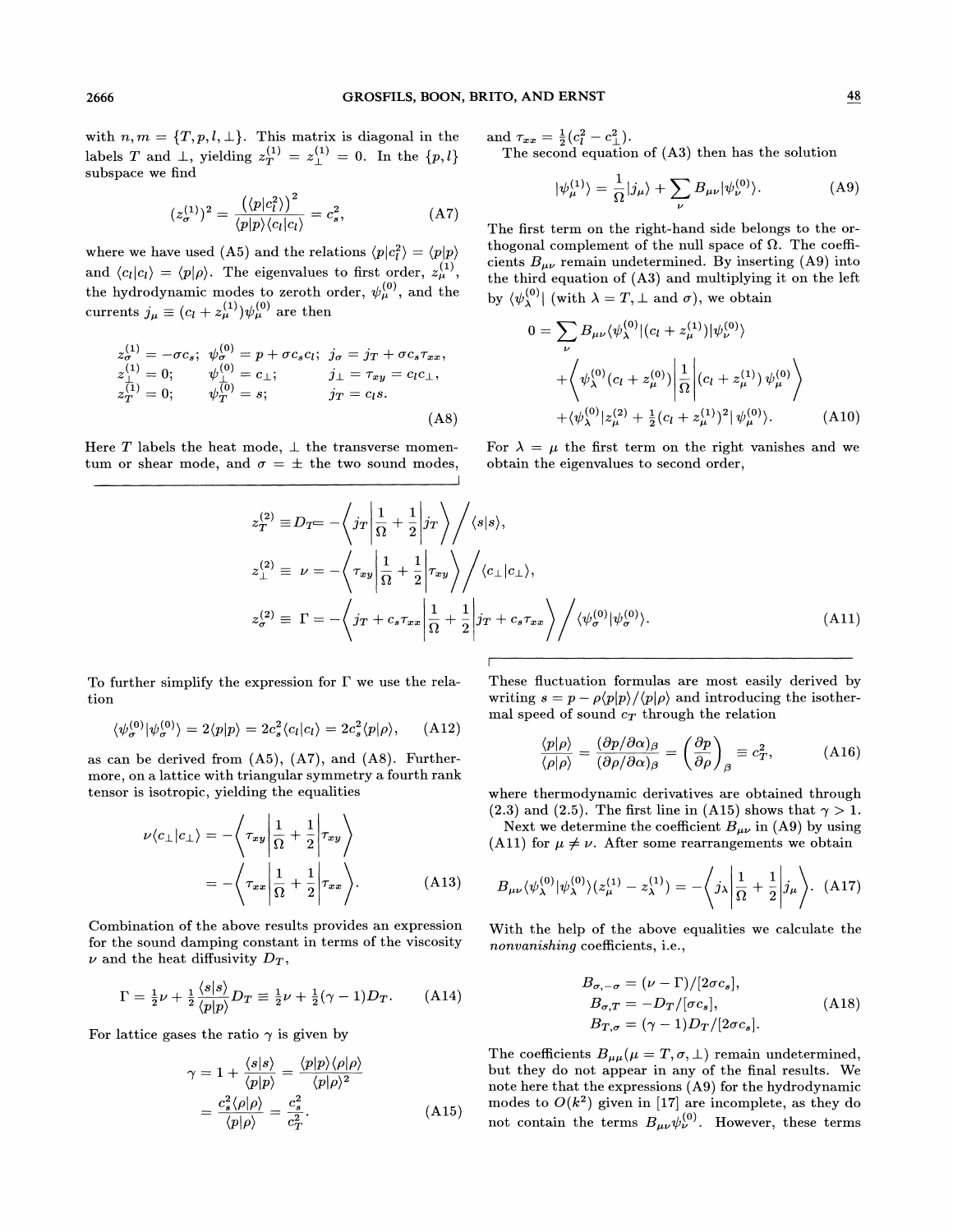with $n, m = \{T, p, l, \perp\}$. This matrix is diagonal in the labels $T$ and $\perp$, yielding $z_T^{(1)} = z_\perp^{(1)} = 0$. In the $\{p, l\}$ subspace we find

$$(z_\sigma^{(1)})^2 = \frac{\left(\langle p|c_l^2\rangle\right)^2}{\langle p|p\rangle\langle c_l|c_l\rangle} = c_s^2, \tag{A7}$$

where we have used (A5) and the relations $\langle p|c_l^2\rangle = \langle p|p\rangle$ and $\langle c_l|c_l\rangle = \langle p|\rho\rangle$. The eigenvalues to first order, $z_\mu^{(1)}$, the hydrodynamic modes to zeroth order, $\psi_\mu^{(0)}$, and the currents $j_\mu \equiv (c_l + z_\mu^{(1)})\psi_\mu^{(0)}$ are then

$$\begin{aligned}
z_\sigma^{(1)} &= -\sigma c_s; & \psi_\sigma^{(0)} &= p + \sigma c_s c_l; & j_\sigma &= j_T + \sigma c_s \tau_{xx}, \\
z_\perp^{(1)} &= 0; & \psi_\perp^{(0)} &= c_\perp; & j_\perp &= \tau_{xy} = c_l c_\perp, \\
z_T^{(1)} &= 0; & \psi_T^{(0)} &= s; & j_T &= c_l s.
\end{aligned} \tag{A8}$$

Here $T$ labels the heat mode, $\perp$ the transverse momentum or shear mode, and $\sigma = \pm$ the two sound modes, and $\tau_{xx} = \frac{1}{2}(c_l^2 - c_\perp^2)$.

The second equation of (A3) then has the solution

$$|\psi_\mu^{(1)}\rangle = \frac{1}{\Omega}|j_\mu\rangle + \sum_\nu B_{\mu\nu}|\psi_\nu^{(0)}\rangle. \tag{A9}$$

The first term on the right-hand side belongs to the orthogonal complement of the null space of $\Omega$. The coefficients $B_{\mu\nu}$ remain undetermined. By inserting (A9) into the third equation of (A3) and multiplying it on the left by $\langle\psi_\lambda^{(0)}|$ (with $\lambda = T, \perp$ and $\sigma$), we obtain

$$\begin{aligned}
0 = &\sum_\nu B_{\mu\nu}\langle\psi_\lambda^{(0)}|(c_l + z_\mu^{(1)})|\psi_\nu^{(0)}\rangle \\
&+ \left\langle \psi_\lambda^{(0)}(c_l + z_\lambda^{(0)})\left|\frac{1}{\Omega}\right|(c_l + z_\mu^{(1)})\,\psi_\mu^{(0)}\right\rangle \\
&+ \langle\psi_\lambda^{(0)}|z_\mu^{(2)} + \tfrac{1}{2}(c_l + z_\mu^{(1)})^2|\psi_\mu^{(0)}\rangle.
\end{aligned} \tag{A10}$$

For $\lambda = \mu$ the first term on the right vanishes and we obtain the eigenvalues to second order,

$$\begin{aligned}
z_T^{(2)} &\equiv D_T = -\left\langle j_T\left|\frac{1}{\Omega} + \frac{1}{2}\right|j_T\right\rangle \Big/ \langle s|s\rangle, \\
z_\perp^{(2)} &\equiv \nu = -\left\langle \tau_{xy}\left|\frac{1}{\Omega} + \frac{1}{2}\right|\tau_{xy}\right\rangle \Big/ \langle c_\perp|c_\perp\rangle, \\
z_\sigma^{(2)} &\equiv \Gamma = -\left\langle j_T + c_s\tau_{xx}\left|\frac{1}{\Omega} + \frac{1}{2}\right|j_T + c_s\tau_{xx}\right\rangle \Big/ \langle\psi_\sigma^{(0)}|\psi_\sigma^{(0)}\rangle.
\end{aligned} \tag{A11}$$

To further simplify the expression for $\Gamma$ we use the relation

$$\langle\psi_\sigma^{(0)}|\psi_\sigma^{(0)}\rangle = 2\langle p|p\rangle = 2c_s^2\langle c_l|c_l\rangle = 2c_s^2\langle p|\rho\rangle, \tag{A12}$$

as can be derived from (A5), (A7), and (A8). Furthermore, on a lattice with triangular symmetry a fourth rank tensor is isotropic, yielding the equalities

$$\begin{aligned}
\nu\langle c_\perp|c_\perp\rangle &= -\left\langle \tau_{xy}\left|\frac{1}{\Omega} + \frac{1}{2}\right|\tau_{xy}\right\rangle \\
&= -\left\langle \tau_{xx}\left|\frac{1}{\Omega} + \frac{1}{2}\right|\tau_{xx}\right\rangle.
\end{aligned} \tag{A13}$$

Combination of the above results provides an expression for the sound damping constant in terms of the viscosity $\nu$ and the heat diffusivity $D_T$,

$$\Gamma = \tfrac{1}{2}\nu + \tfrac{1}{2}\frac{\langle s|s\rangle}{\langle p|p\rangle}D_T \equiv \tfrac{1}{2}\nu + \tfrac{1}{2}(\gamma - 1)D_T. \tag{A14}$$

For lattice gases the ratio $\gamma$ is given by

$$\begin{aligned}
\gamma &= 1 + \frac{\langle s|s\rangle}{\langle p|p\rangle} = \frac{\langle p|p\rangle\langle\rho|\rho\rangle}{\langle p|\rho\rangle^2} \\
&= \frac{c_s^2\langle\rho|\rho\rangle}{\langle p|\rho\rangle} = \frac{c_s^2}{c_T^2}.
\end{aligned} \tag{A15}$$

These fluctuation formulas are most easily derived by writing $s = p - \rho\langle p|p\rangle/\langle p|\rho\rangle$ and introducing the isothermal speed of sound $c_T$ through the relation

$$\frac{\langle p|\rho\rangle}{\langle\rho|\rho\rangle} = \frac{(\partial p/\partial\alpha)_\beta}{(\partial\rho/\partial\alpha)_\beta} = \left(\frac{\partial p}{\partial\rho}\right)_\beta \equiv c_T^2, \tag{A16}$$

where thermodynamic derivatives are obtained through (2.3) and (2.5). The first line in (A15) shows that $\gamma > 1$.

Next we determine the coefficient $B_{\mu\nu}$ in (A9) by using (A11) for $\mu \neq \nu$. After some rearrangements we obtain

$$B_{\mu\nu}\langle\psi_\lambda^{(0)}|\psi_\lambda^{(0)}\rangle(z_\mu^{(1)} - z_\lambda^{(1)}) = -\left\langle j_\lambda\left|\frac{1}{\Omega} + \frac{1}{2}\right|j_\mu\right\rangle. \tag{A17}$$

With the help of the above equalities we calculate the *nonvanishing* coefficients, i.e.,

$$\begin{aligned}
B_{\sigma,-\sigma} &= (\nu - \Gamma)/[2\sigma c_s], \\
B_{\sigma,T} &= -D_T/[\sigma c_s], \\
B_{T,\sigma} &= (\gamma - 1)D_T/[2\sigma c_s].
\end{aligned} \tag{A18}$$

The coefficients $B_{\mu\mu}(\mu = T, \sigma, \perp)$ remain undetermined, but they do not appear in any of the final results. We note here that the expressions (A9) for the hydrodynamic modes to $O(k^2)$ given in [17] are incomplete, as they do not contain the terms $B_{\mu\nu}\psi_\nu^{(0)}$. However, these terms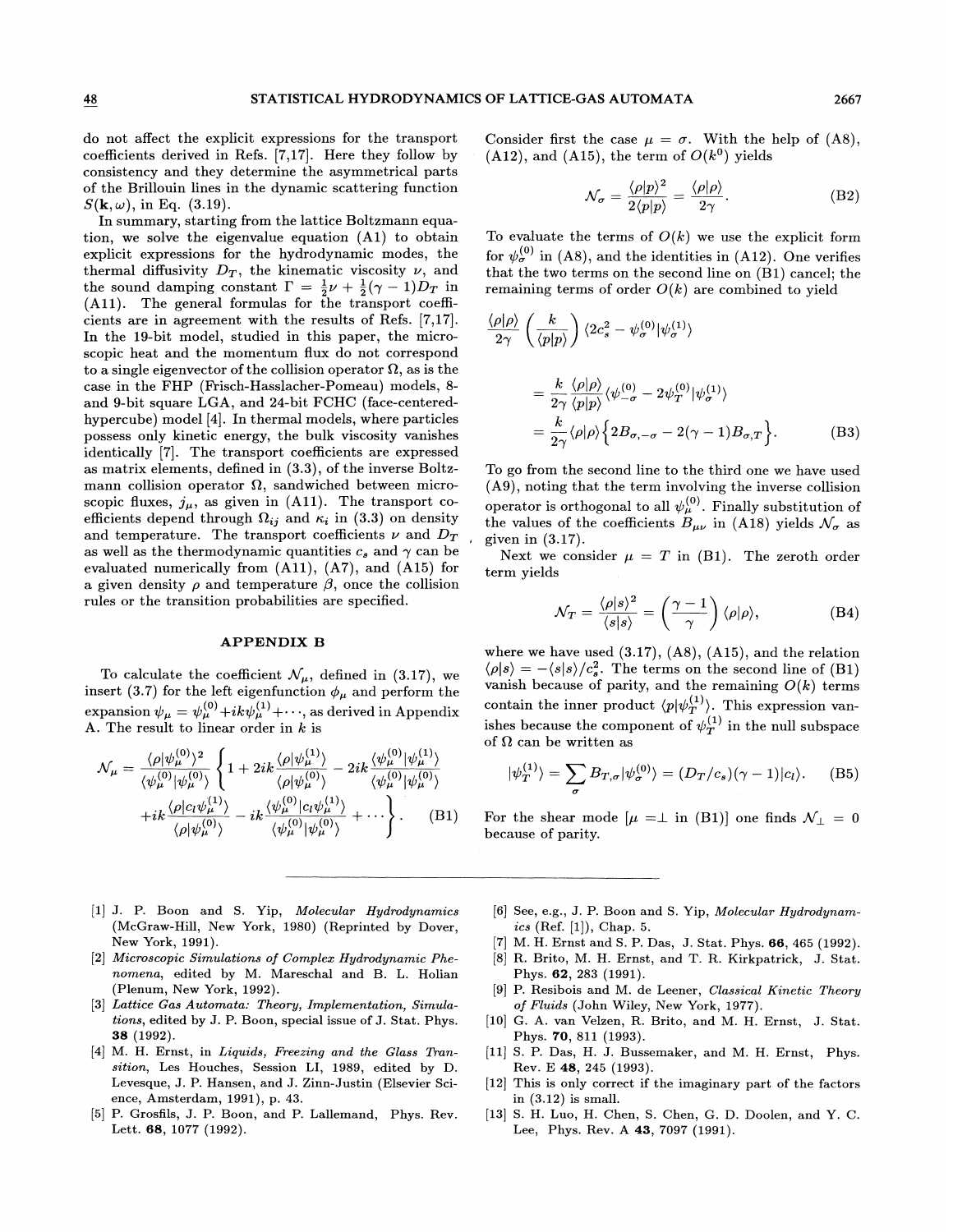do not affect the explicit expressions for the transport coefficients derived in Refs. [7,17]. Here they follow by consistency and they determine the asymmetrical parts of the Brillouin lines in the dynamic scattering function $S(\mathbf{k},\omega)$, in Eq. (3.19).

In summary, starting from the lattice Boltzmann equation, we solve the eigenvalue equation (A1) to obtain explicit expressions for the hydrodynamic modes, the thermal diffusivity $D_T$, the kinematic viscosity $\nu$, and the sound damping constant $\Gamma = \frac{1}{2}\nu + \frac{1}{2}(\gamma - 1)D_T$ in (A11). The general formulas for the transport coefficients are in agreement with the results of Refs. [7,17]. In the 19-bit model, studied in this paper, the microscopic heat and the momentum flux do not correspond to a single eigenvector of the collision operator $\Omega$, as is the case in the FHP (Frisch-Hasslacher-Pomeau) models, 8- and 9-bit square LGA, and 24-bit FCHC (face-centered-hypercube) model [4]. In thermal models, where particles possess only kinetic energy, the bulk viscosity vanishes identically [7]. The transport coefficients are expressed as matrix elements, defined in (3.3), of the inverse Boltzmann collision operator $\Omega$, sandwiched between microscopic fluxes, $j_\mu$, as given in (A11). The transport coefficients depend through $\Omega_{ij}$ and $\kappa_i$ in (3.3) on density and temperature. The transport coefficients $\nu$ and $D_T$ as well as the thermodynamic quantities $c_s$ and $\gamma$ can be evaluated numerically from (A11), (A7), and (A15) for a given density $\rho$ and temperature $\beta$, once the collision rules or the transition probabilities are specified.

## APPENDIX B

To calculate the coefficient $\mathcal{N}_\mu$, defined in (3.17), we insert (3.7) for the left eigenfunction $\phi_\mu$ and perform the expansion $\psi_\mu = \psi_\mu^{(0)} + ik\psi_\mu^{(1)} + \cdots$, as derived in Appendix A. The result to linear order in $k$ is

$$\mathcal{N}_\mu = \frac{\langle\rho|\psi_\mu^{(0)}\rangle^2}{\langle\psi_\mu^{(0)}|\psi_\mu^{(0)}\rangle}\left\{1 + 2ik\frac{\langle\rho|\psi_\mu^{(1)}\rangle}{\langle\rho|\psi_\mu^{(0)}\rangle} - 2ik\frac{\langle\psi_\mu^{(0)}|\psi_\mu^{(1)}\rangle}{\langle\psi_\mu^{(0)}|\psi_\mu^{(0)}\rangle} \right.$$
$$\left. +ik\frac{\langle\rho|c_l\psi_\mu^{(1)}\rangle}{\langle\rho|\psi_\mu^{(0)}\rangle} - ik\frac{\langle\psi_\mu^{(0)}|c_l\psi_\mu^{(1)}\rangle}{\langle\psi_\mu^{(0)}|\psi_\mu^{(0)}\rangle} + \cdots\right\}. \quad \text{(B1)}$$

Consider first the case $\mu = \sigma$. With the help of (A8), (A12), and (A15), the term of $O(k^0)$ yields

$$\mathcal{N}_\sigma = \frac{\langle\rho|p\rangle^2}{2\langle p|p\rangle} = \frac{\langle\rho|\rho\rangle}{2\gamma}. \quad \text{(B2)}$$

To evaluate the terms of $O(k)$ we use the explicit form for $\psi_\sigma^{(0)}$ in (A8), and the identities in (A12). One verifies that the two terms on the second line on (B1) cancel; the remaining terms of order $O(k)$ are combined to yield

$$\frac{\langle\rho|\rho\rangle}{2\gamma}\left(\frac{k}{\langle p|p\rangle}\right)\langle 2c_s^2 - \psi_\sigma^{(0)}|\psi_\sigma^{(1)}\rangle$$
$$= \frac{k}{2\gamma}\frac{\langle\rho|\rho\rangle}{\langle p|p\rangle}\langle\psi_{-\sigma}^{(0)} - 2\psi_T^{(0)}|\psi_\sigma^{(1)}\rangle$$
$$= \frac{k}{2\gamma}\langle\rho|\rho\rangle\left\{2B_{\sigma,-\sigma} - 2(\gamma-1)B_{\sigma,T}\right\}. \quad \text{(B3)}$$

To go from the second line to the third one we have used (A9), noting that the term involving the inverse collision operator is orthogonal to all $\psi_\mu^{(0)}$. Finally substitution of the values of the coefficients $B_{\mu\nu}$ in (A18) yields $\mathcal{N}_\sigma$ as given in (3.17).

Next we consider $\mu = T$ in (B1). The zeroth order term yields

$$\mathcal{N}_T = \frac{\langle\rho|s\rangle^2}{\langle s|s\rangle} = \left(\frac{\gamma-1}{\gamma}\right)\langle\rho|\rho\rangle, \quad \text{(B4)}$$

where we have used (3.17), (A8), (A15), and the relation $\langle\rho|s\rangle = -\langle s|s\rangle/c_s^2$. The terms on the second line of (B1) vanish because of parity, and the remaining $O(k)$ terms contain the inner product $\langle p|\psi_T^{(1)}\rangle$. This expression vanishes because the component of $\psi_T^{(1)}$ in the null subspace of $\Omega$ can be written as

$$|\psi_T^{(1)}\rangle = \sum_\sigma B_{T,\sigma}|\psi_\sigma^{(0)}\rangle = (D_T/c_s)(\gamma-1)|c_l\rangle. \quad \text{(B5)}$$

For the shear mode [$\mu = \perp$ in (B1)] one finds $\mathcal{N}_\perp = 0$ because of parity.

---

[1] J. P. Boon and S. Yip, *Molecular Hydrodynamics* (McGraw-Hill, New York, 1980) (Reprinted by Dover, New York, 1991).

[2] *Microscopic Simulations of Complex Hydrodynamic Phenomena*, edited by M. Mareschal and B. L. Holian (Plenum, New York, 1992).

[3] *Lattice Gas Automata: Theory, Implementation, Simulations*, edited by J. P. Boon, special issue of J. Stat. Phys. **38** (1992).

[4] M. H. Ernst, in *Liquids, Freezing and the Glass Transition*, Les Houches, Session LI, 1989, edited by D. Levesque, J. P. Hansen, and J. Zinn-Justin (Elsevier Science, Amsterdam, 1991), p. 43.

[5] P. Grosfils, J. P. Boon, and P. Lallemand, Phys. Rev. Lett. **68**, 1077 (1992).

[6] See, e.g., J. P. Boon and S. Yip, *Molecular Hydrodynamics* (Ref. [1]), Chap. 5.

[7] M. H. Ernst and S. P. Das, J. Stat. Phys. **66**, 465 (1992).

[8] R. Brito, M. H. Ernst, and T. R. Kirkpatrick, J. Stat. Phys. **62**, 283 (1991).

[9] P. Resibois and M. de Leener, *Classical Kinetic Theory of Fluids* (John Wiley, New York, 1977).

[10] G. A. van Velzen, R. Brito, and M. H. Ernst, J. Stat. Phys. **70**, 811 (1993).

[11] S. P. Das, H. J. Bussemaker, and M. H. Ernst, Phys. Rev. E **48**, 245 (1993).

[12] This is only correct if the imaginary part of the factors in (3.12) is small.

[13] S. H. Luo, H. Chen, S. Chen, G. D. Doolen, and Y. C. Lee, Phys. Rev. A **43**, 7097 (1991).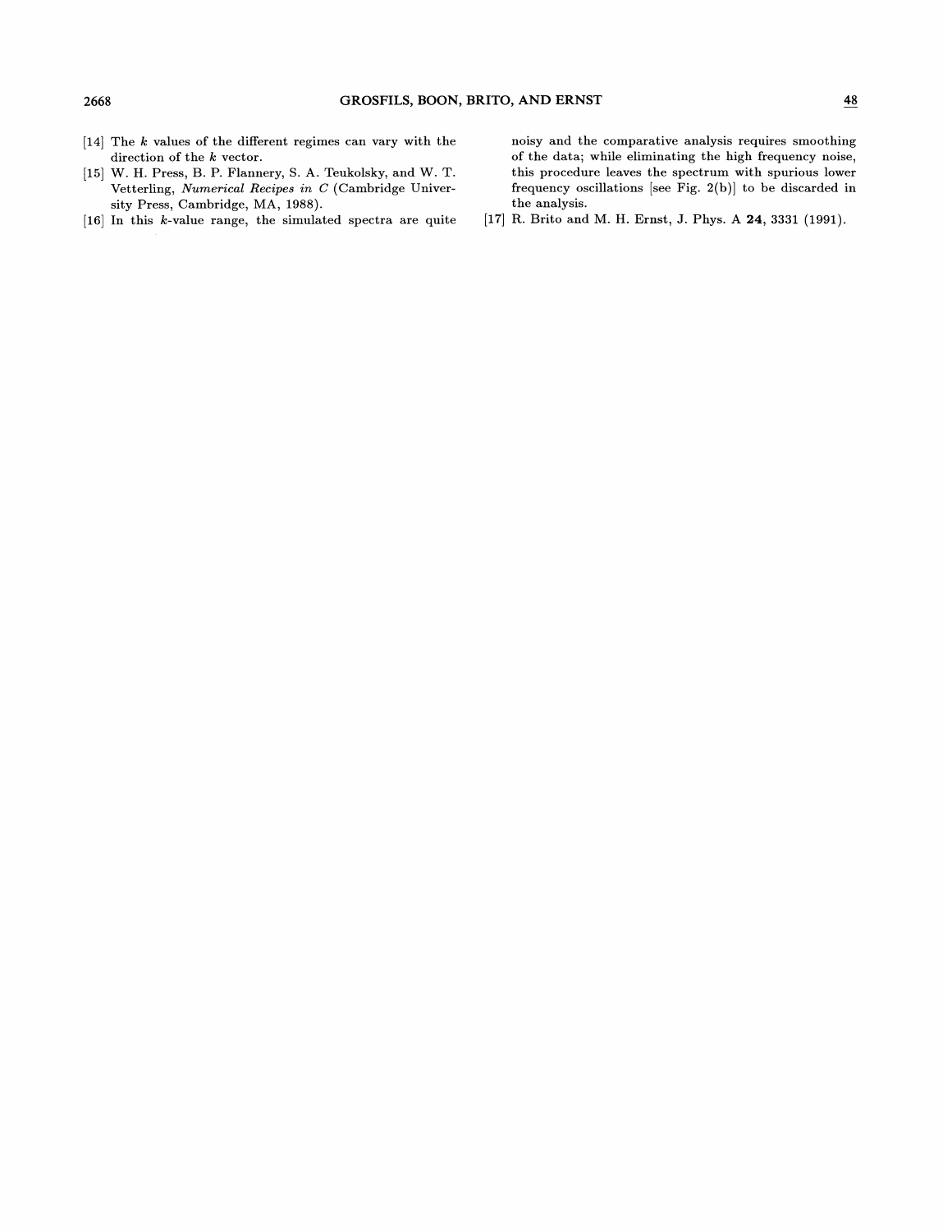[14] The $k$ values of the different regimes can vary with the direction of the $k$ vector.

[15] W. H. Press, B. P. Flannery, S. A. Teukolsky, and W. T. Vetterling, *Numerical Recipes in C* (Cambridge University Press, Cambridge, MA, 1988).

[16] In this $k$-value range, the simulated spectra are quite noisy and the comparative analysis requires smoothing of the data; while eliminating the high frequency noise, this procedure leaves the spectrum with spurious lower frequency oscillations [see Fig. 2(b)] to be discarded in the analysis.

[17] R. Brito and M. H. Ernst, J. Phys. A **24**, 3331 (1991).